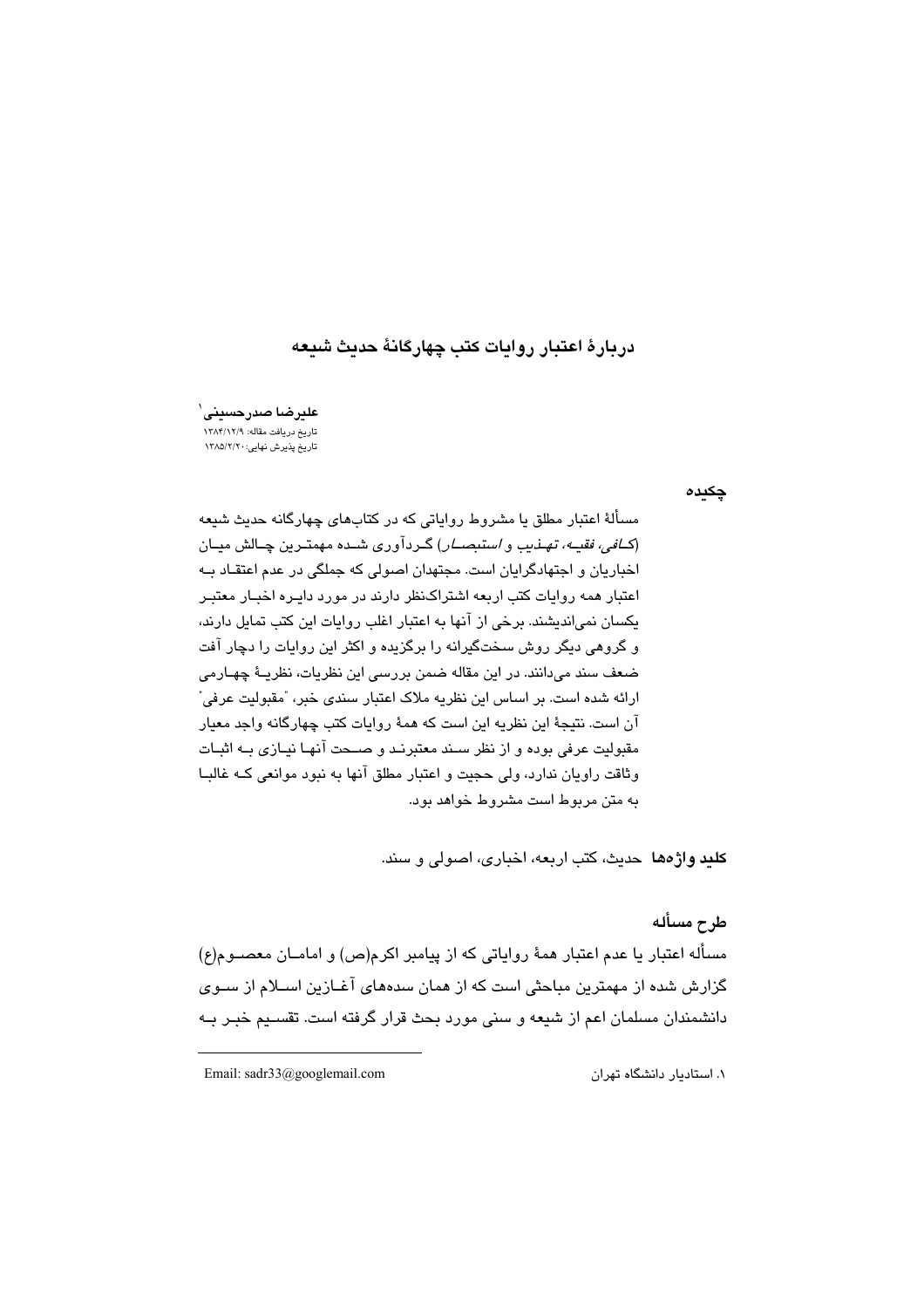# دربارهٔ اعتبار روایات کتب چهارگانهٔ حدیث شیعه

**علیرضا صدرحسینی** [1]

تاریخ دریافت مقاله: ۱۳۸۴/۱۲/۹

تاریخ پذیرش نهایی: ۱۳۸۵/۲/۲۰

## چکیده

مسألهٔ اعتبار مطلق یا مشروط روایاتی که در کتاب‌های چهارگانه حدیث شیعه (*کافی، فقیه، تهذیب* و *استبصار*) گردآوری شده مهمترین چالش میان اخباریان و اجتهادگرایان است. مجتهدان اصولی که جملگی در عدم اعتقاد به اعتبار همه روایات کتب اربعه اشتراک‌نظر دارند در مورد دایره اخبار معتبر یکسان نمی‌اندیشند. برخی از آنها به اعتبار اغلب روایات این کتب تمایل دارند، و گروهی دیگر روش سخت‌گیرانه را برگزیده و اکثر این روایات را دچار آفت ضعف سند می‌دانند. در این مقاله ضمن بررسی این نظریات، نظریهٔ چهارمی ارائه شده است. بر اساس این نظریه ملاک اعتبار سندی خبر، "مقبولیت عرفی" آن است. نتیجهٔ این نظریه این است که همهٔ روایات کتب چهارگانه واجد معیار مقبولیت عرفی بوده و از نظر سند معتبرند و صحت آنها نیازی به اثبات وثاقت راویان ندارد، ولی حجیت و اعتبار مطلق آنها به نبود موانعی که غالبا به متن مربوط است مشروط خواهد بود.

**کلید واژه‌ها** حدیث، کتب اربعه، اخباری، اصولی و سند.

## طرح مسأله

مسأله اعتبار یا عدم اعتبار همهٔ روایاتی که از پیامبر اکرم(ص) و امامان معصوم(ع) گزارش شده از مهمترین مباحثی است که از همان سده‌های آغازین اسلام از سوی دانشمندان مسلمان اعم از شیعه و سنی مورد بحث قرار گرفته است. تقسیم خبر به

---

[1] ۱. استادیار دانشگاه تهران Email: sadr33@googlemail.com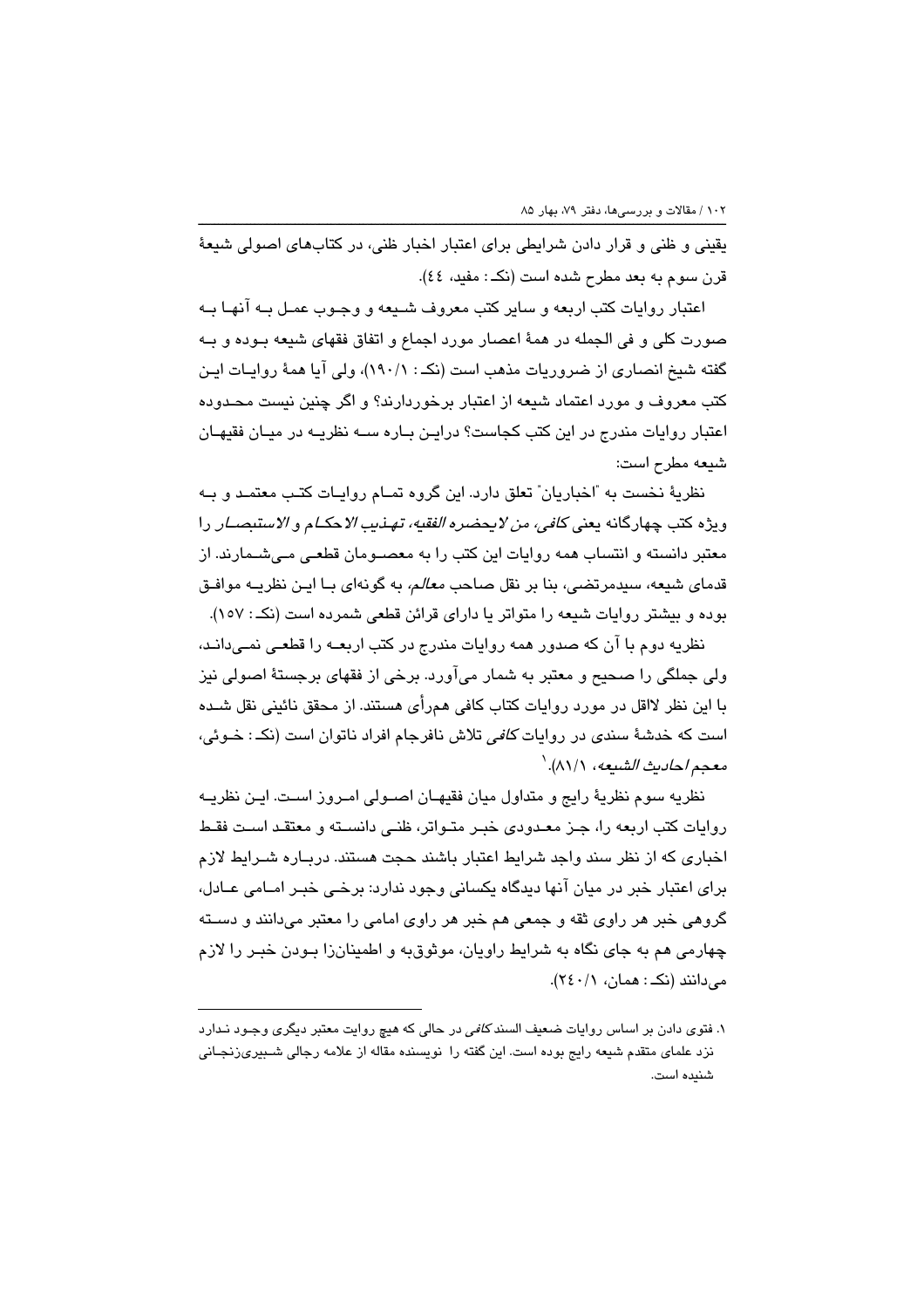یقینی و ظنی و قرار دادن شرایطی برای اعتبار اخبار ظنی، در کتاب‌های اصولی شیعهٔ قرن سوم به بعد مطرح شده است (نک: مفید، ٤٤).

اعتبار روایات کتب اربعه و سایر کتب معروف شیعه و وجوب عمل به آنها به صورت کلی و فی الجمله در همهٔ اعصار مورد اجماع و اتفاق فقهای شیعه بوده و به گفته شیخ انصاری از ضروریات مذهب است (نک: ١٩٠/١)، ولی آیا همهٔ روایات این کتب معروف و مورد اعتماد شیعه از اعتبار برخوردارند؟ و اگر چنین نیست محدوده اعتبار روایات مندرج در این کتب کجاست؟ دراین باره سه نظریه در میان فقیهان شیعه مطرح است:

نظریهٔ نخست به "اخباریان" تعلق دارد. این گروه تمام روایات کتب معتمد و به ویژه کتب چهارگانه یعنی *کافی*، *من لایحضره الفقیه*، *تهذیب الاحکام* و *الاستبصار* را معتبر دانسته و انتساب همه روایات این کتب را به معصومان قطعی می‌شمارند. از قدمای شیعه، سیدمرتضی، بنا بر نقل صاحب *معالم*، به گونه‌ای با این نظریه موافق بوده و بیشتر روایات شیعه را متواتر یا دارای قرائن قطعی شمرده است (نک: ١٥٧).

نظریه دوم با آن که صدور همه روایات مندرج در کتب اربعه را قطعی نمی‌داند، ولی جملگی را صحیح و معتبر به شمار می‌آورد. برخی از فقهای برجستهٔ اصولی نیز با این نظر لااقل در مورد روایات کتاب کافی هم‌رأی هستند. از محقق نائینی نقل شده است که خدشهٔ سندی در روایات *کافی* تلاش نافرجام افراد ناتوان است (نک: خوئی، *معجم احادیث الشیعه*، ٨١/١).[1]

نظریه سوم نظریهٔ رایج و متداول میان فقیهان اصولی امروز است. این نظریه روایات کتب اربعه را، جز معدودی خبر متواتر، ظنی دانسته و معتقد است فقط اخباری که از نظر سند واجد شرایط اعتبار باشند حجت هستند. درباره شرایط لازم برای اعتبار خبر در میان آنها دیدگاه یکسانی وجود ندارد: برخی خبر امامی عادل، گروهی خبر هر راوی ثقه و جمعی هم خبر هر راوی امامی را معتبر می‌دانند و دسته چهارمی هم به جای نگاه به شرایط راویان، موثوق‌به و اطمینان‌زا بودن خبر را لازم می‌دانند (نک: همان، ٢٤٠/١).

---

١. فتوی دادن بر اساس روایات ضعیف السند *کافی* در حالی که هیچ روایت معتبر دیگری وجود ندارد نزد علمای متقدم شیعه رایج بوده است. این گفته را نویسنده مقاله از علامه رجالی شبیری‌زنجانی شنیده است.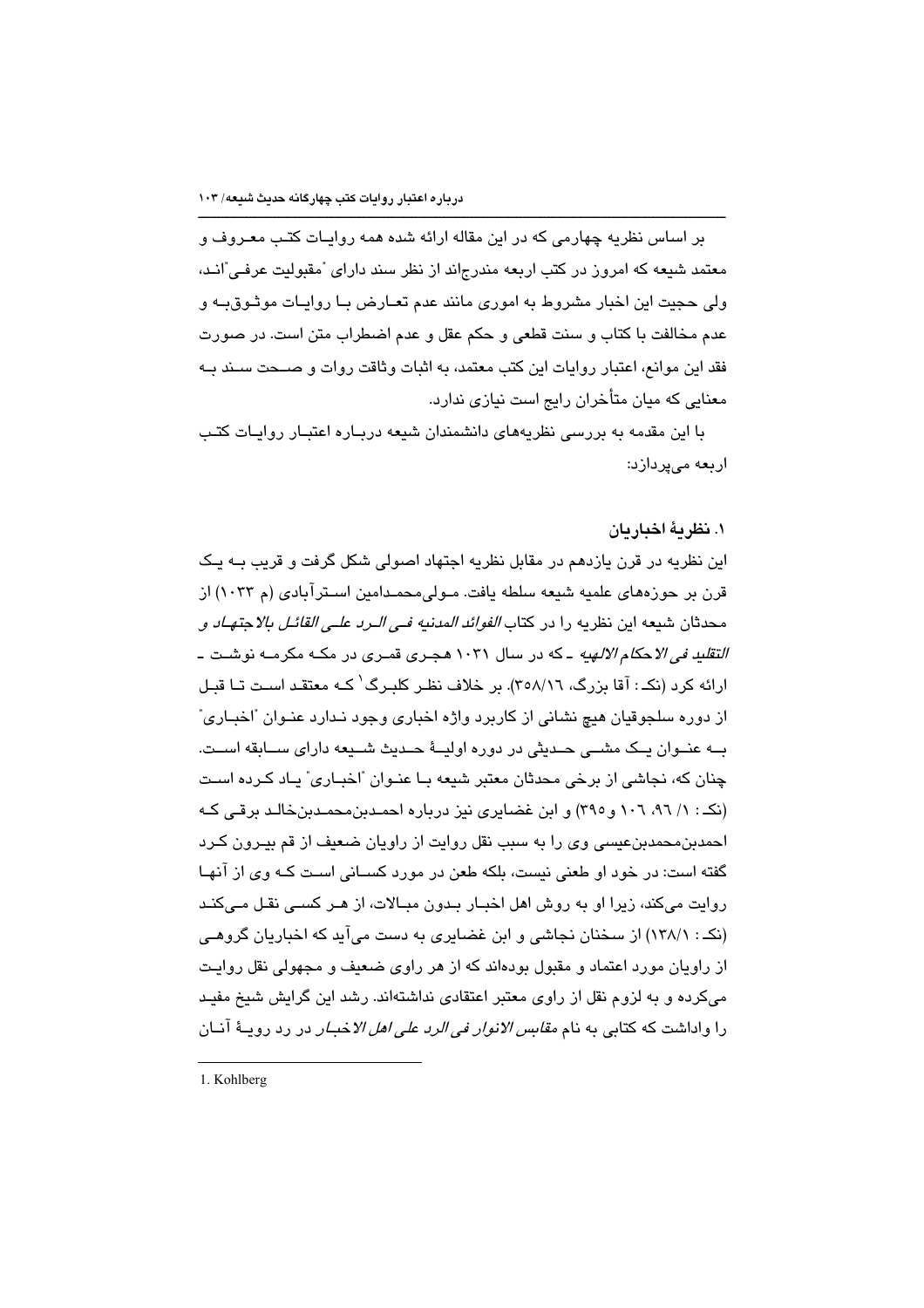بر اساس نظریه چهارمی که در این مقاله ارائه شده همه روایات کتب معروف و معتمد شیعه که امروز در کتب اربعه مندرج‌اند از نظر سند دارای "مقبولیت عرفی"اند، ولی حجیت این اخبار مشروط به اموری مانند عدم تعارض با روایات موثوق‌به و عدم مخالفت با کتاب و سنت قطعی و حکم عقل و عدم اضطراب متن است. در صورت فقد این موانع، اعتبار روایات این کتب معتمد، به اثبات وثاقت روات و صحت سند به معنایی که میان متأخران رایج است نیازی ندارد.

با این مقدمه به بررسی نظریه‌های دانشمندان شیعه درباره اعتبار روایات کتب اربعه می‌پردازد:

### ۱. نظریهٔ اخباریان

این نظریه در قرن یازدهم در مقابل نظریه اجتهاد اصولی شکل گرفت و قریب به یک قرن بر حوزه‌های علمیه شیعه سلطه یافت. مولی‌محمدامین استرآبادی (م ۱۰۳۳) از محدثان شیعه این نظریه را در کتاب *الفوائد المدنیه فی الرد علی القائل بالاجتهاد و التقلید فی الاحکام الالهیه* ـ که در سال ۱۰۳۱ هجری قمری در مکه مکرمه نوشت ـ ارائه کرد (نک: آقا بزرگ، ۳۵۸/۱۶). بر خلاف نظر کلبرگ[1] که معتقد است تا قبل از دوره سلجوقیان هیچ نشانی از کاربرد واژه اخباری وجود ندارد عنوان "اخباری" به عنوان یک مشی حدیثی در دوره اولیهٔ حدیث شیعه دارای سابقه است. چنان که، نجاشی از برخی محدثان معتبر شیعه با عنوان "اخباری" یاد کرده است (نک: ۱/ ۹۶، ۱۰۶ و ۳۹۵) و ابن غضایری نیز درباره احمدبن‌محمدبن‌خالد برقی که احمدبن‌محمدبن‌عیسی وی را به سبب نقل روایت از راویان ضعیف از قم بیرون کرد گفته است: در خود او طعنی نیست، بلکه طعن در مورد کسانی است که وی از آنها روایت می‌کند، زیرا او به روش اهل اخبار بدون مبالات، از هر کسی نقل می‌کند (نک: ۱۳۸/۱) از سخنان نجاشی و ابن غضایری به دست می‌آید که اخباریان گروهی از راویان مورد اعتماد و مقبول بوده‌اند که از هر راوی ضعیف و مجهولی نقل روایت می‌کرده و به لزوم نقل از راوی معتبر اعتقادی نداشته‌اند. رشد این گرایش شیخ مفید را واداشت که کتابی به نام *مقابس الانوار فی الرد علی اهل الاخبار* در رد رویهٔ آنان

---

1. Kohlberg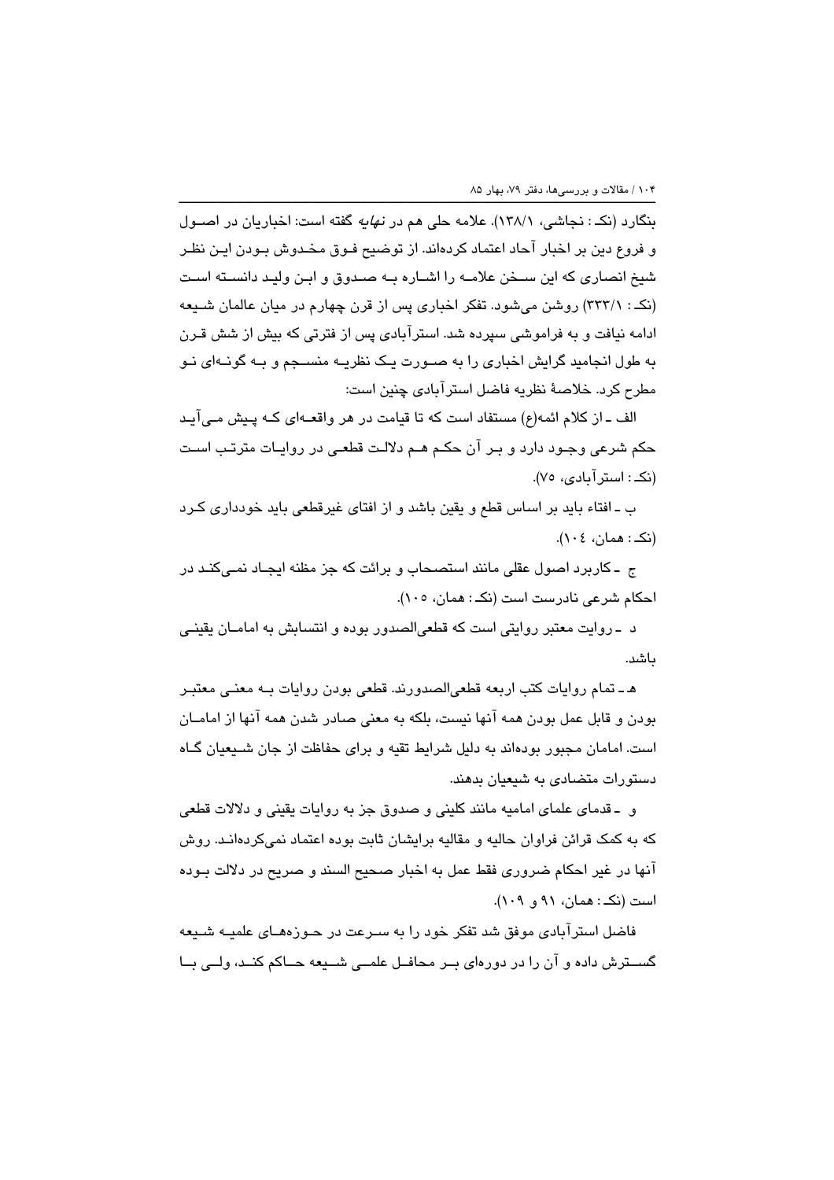بنگارد (نک: نجاشی، ۱۳۸/۱). علامه حلی هم در *نهایه* گفته است: اخباریان در اصول و فروع دین بر اخبار آحاد اعتماد کرده‌اند. از توضیح فوق مخدوش بودن این نظر شیخ انصاری که این سخن علامه را اشاره به صدوق و ابن ولید دانسته است (نک: ۳۳۳/۱) روشن می‌شود. تفکر اخباری پس از قرن چهارم در میان عالمان شیعه ادامه نیافت و به فراموشی سپرده شد. استرآبادی پس از فترتی که بیش از شش قرن به طول انجامید گرایش اخباری را به صورت یک نظریه منسجم و به گونه‌ای نو مطرح کرد. خلاصهٔ نظریه فاضل استرآبادی چنین است:

الف ـ از کلام ائمه(ع) مستفاد است که تا قیامت در هر واقعه‌ای که پیش می‌آید حکم شرعی وجود دارد و بر آن حکم هم دلالت قطعی در روایات مترتب است (نک: استرآبادی، ۷۵).

ب ـ افتاء باید بر اساس قطع و یقین باشد و از افتای غیرقطعی باید خودداری کرد (نک: همان، ۱۰٤).

ج ـ کاربرد اصول عقلی مانند استصحاب و برائت که جز مظنه ایجاد نمی‌کند در احکام شرعی نادرست است (نک: همان، ۱۰۵).

د ـ روایت معتبر روایتی است که قطعی‌الصدور بوده و انتسابش به امامان یقینی باشد.

هـ ـ تمام روایات کتب اربعه قطعی‌الصدورند. قطعی بودن روایات به معنی معتبر بودن و قابل عمل بودن همه آنها نیست، بلکه به معنی صادر شدن همه آنها از امامان است. امامان مجبور بوده‌اند به دلیل شرایط تقیه و برای حفاظت از جان شیعیان گاه دستورات متضادی به شیعیان بدهند.

و ـ قدمای علمای امامیه مانند کلینی و صدوق جز به روایات یقینی و دلالات قطعی که به کمک قرائن فراوان حالیه و مقالیه برایشان ثابت بوده اعتماد نمی‌کرده‌اند. روش آنها در غیر احکام ضروری فقط عمل به اخبار صحیح السند و صریح در دلالت بوده است (نک: همان، ۹۱ و ۱۰۹).

فاضل استرآبادی موفق شد تفکر خود را به سرعت در حوزه‌های علمیه شیعه گسترش داده و آن را در دوره‌ای بر محافل علمی شیعه حاکم کند، ولی با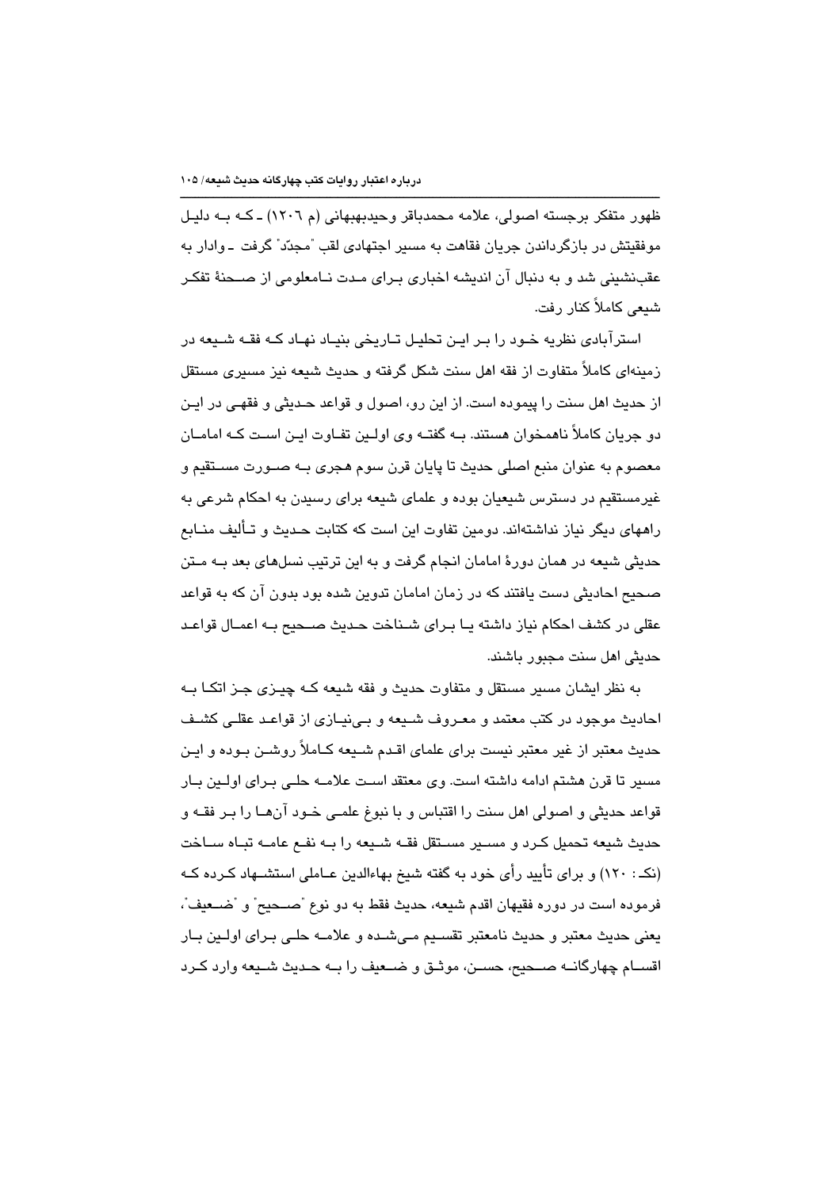ظهور متفکر برجسته اصولی، علامه محمدباقر وحیدبهبهانی (م ۱۲۰٦) ـ که به دلیل موفقیتش در بازگرداندن جریان فقاهت به مسیر اجتهادی لقب "مجدّد" گرفت ـ وادار به عقب‌نشینی شد و به دنبال آن اندیشه اخباری برای مدت نامعلومی از صحنهٔ تفکر شیعی کاملاً کنار رفت.

استرآبادی نظریه خود را بر این تحلیل تاریخی بنیاد نهاد که فقه شیعه در زمینه‌ای کاملاً متفاوت از فقه اهل سنت شکل گرفته و حدیث شیعه نیز مسیری مستقل از حدیث اهل سنت را پیموده است. از این رو، اصول و قواعد حدیثی و فقهی در این دو جریان کاملاً ناهمخوان هستند. به گفته وی اولین تفاوت این است که امامان معصوم به عنوان منبع اصلی حدیث تا پایان قرن سوم هجری به صورت مستقیم و غیرمستقیم در دسترس شیعیان بوده و علمای شیعه برای رسیدن به احکام شرعی به راههای دیگر نیاز نداشته‌اند. دومین تفاوت این است که کتابت حدیث و تألیف منابع حدیثی شیعه در همان دورهٔ امامان انجام گرفت و به این ترتیب نسل‌های بعد به متن صحیح احادیثی دست یافتند که در زمان امامان تدوین شده بود بدون آن که به قواعد عقلی در کشف احکام نیاز داشته یا برای شناخت حدیث صحیح به اعمال قواعد حدیثی اهل سنت مجبور باشند.

به نظر ایشان مسیر مستقل و متفاوت حدیث و فقه شیعه که چیزی جز اتکا به احادیث موجود در کتب معتمد و معروف شیعه و بی‌نیازی از قواعد عقلی کشف حدیث معتبر از غیر معتبر نیست برای علمای اقدم شیعه کاملاً روشن بوده و این مسیر تا قرن هشتم ادامه داشته است. وی معتقد است علامه حلی برای اولین بار قواعد حدیثی و اصولی اهل سنت را اقتباس و با نبوغ علمی خود آن‌ها را بر فقه و حدیث شیعه تحمیل کرد و مسیر مستقل فقه شیعه را به نفع عامه تباه ساخت (نک: ۱۲۰) و برای تأیید رأی خود به گفته شیخ بهاءالدین عاملی استشهاد کرده که فرموده است در دوره فقیهان اقدم شیعه، حدیث فقط به دو نوع "صحیح" و "ضعیف"، یعنی حدیث معتبر و حدیث نامعتبر تقسیم می‌شده و علامه حلی برای اولین بار اقسام چهارگانه صحیح، حسن، موثق و ضعیف را به حدیث شیعه وارد کرد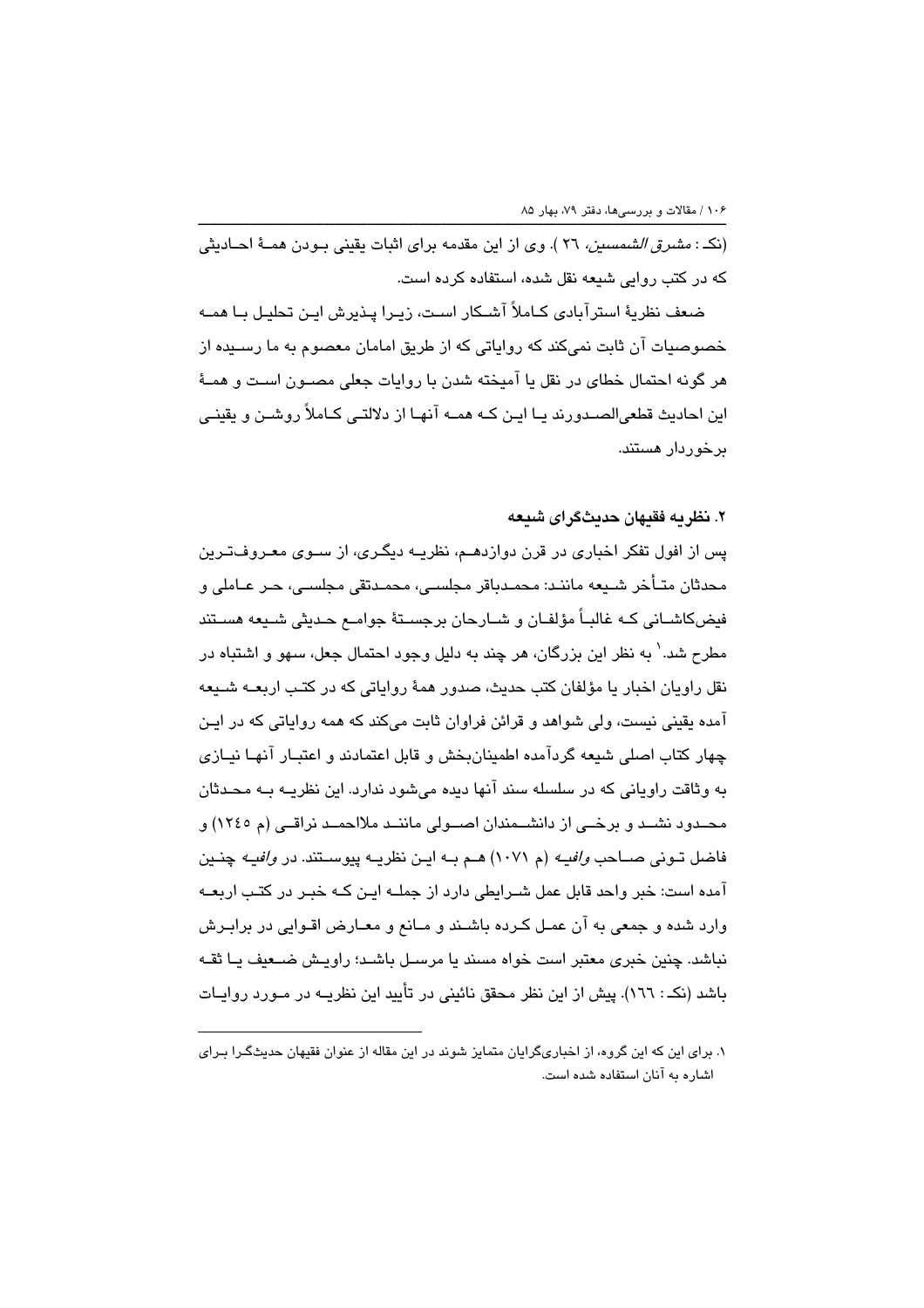(نک: *مشرق الشمسین*، ٢٦ ). وی از این مقدمه برای اثبات یقینی بودن همهٔ احادیثی که در کتب روایی شیعه نقل شده، استفاده کرده است.

ضعف نظریهٔ استرآبادی کاملاً آشکار است، زیرا پذیرش این تحلیل با همه خصوصیات آن ثابت نمی‌کند که روایاتی که از طریق امامان معصوم به ما رسیده از هر گونه احتمال خطای در نقل یا آمیخته شدن با روایات جعلی مصون است و همهٔ این احادیث قطعی‌الصدورند یا این که همه آنها از دلالتی کاملاً روشن و یقینی برخوردار هستند.

### ۲. نظریه فقیهان حدیث‌گرای شیعه

پس از افول تفکر اخباری در قرن دوازدهم، نظریه دیگری، از سوی معروف‌ترین محدثان متأخر شیعه مانند: محمدباقر مجلسی، محمدتقی مجلسی، حر عاملی و فیض‌کاشانی که غالباً مؤلفان و شارحان برجستهٔ جوامع حدیثی شیعه هستند مطرح شد.[1] به نظر این بزرگان، هر چند به دلیل وجود احتمال جعل، سهو و اشتباه در نقل راویان اخبار یا مؤلفان کتب حدیث، صدور همهٔ روایاتی که در کتب اربعه شیعه آمده یقینی نیست، ولی شواهد و قرائن فراوان ثابت می‌کند که همه روایاتی که در این چهار کتاب اصلی شیعه گردآمده اطمینان‌بخش و قابل اعتمادند و اعتبار آنها نیازی به وثاقت راویانی که در سلسله سند آنها دیده می‌شود ندارد. این نظریه به محدثان محدود نشد و برخی از دانشمندان اصولی مانند ملااحمد نراقی (م ١٢٤٥) و فاضل تونی صاحب *وافیه* (م ١٠٧١) هم به این نظریه پیوستند. در *وافیه* چنین آمده است: خبر واحد قابل عمل شرایطی دارد از جمله این که خبر در کتب اربعه وارد شده و جمعی به آن عمل کرده باشند و مانع و معارض اقوایی در برابرش نباشد. چنین خبری معتبر است خواه مسند یا مرسل باشد؛ راویش ضعیف یا ثقه باشد (نک: ١٦٦). پیش از این نظر محقق نائینی در تأیید این نظریه در مورد روایات

---

[1] ۱. برای این که این گروه، از اخباری‌گرایان متمایز شوند در این مقاله از عنوان فقیهان حدیث‌گرا برای اشاره به آنان استفاده شده است.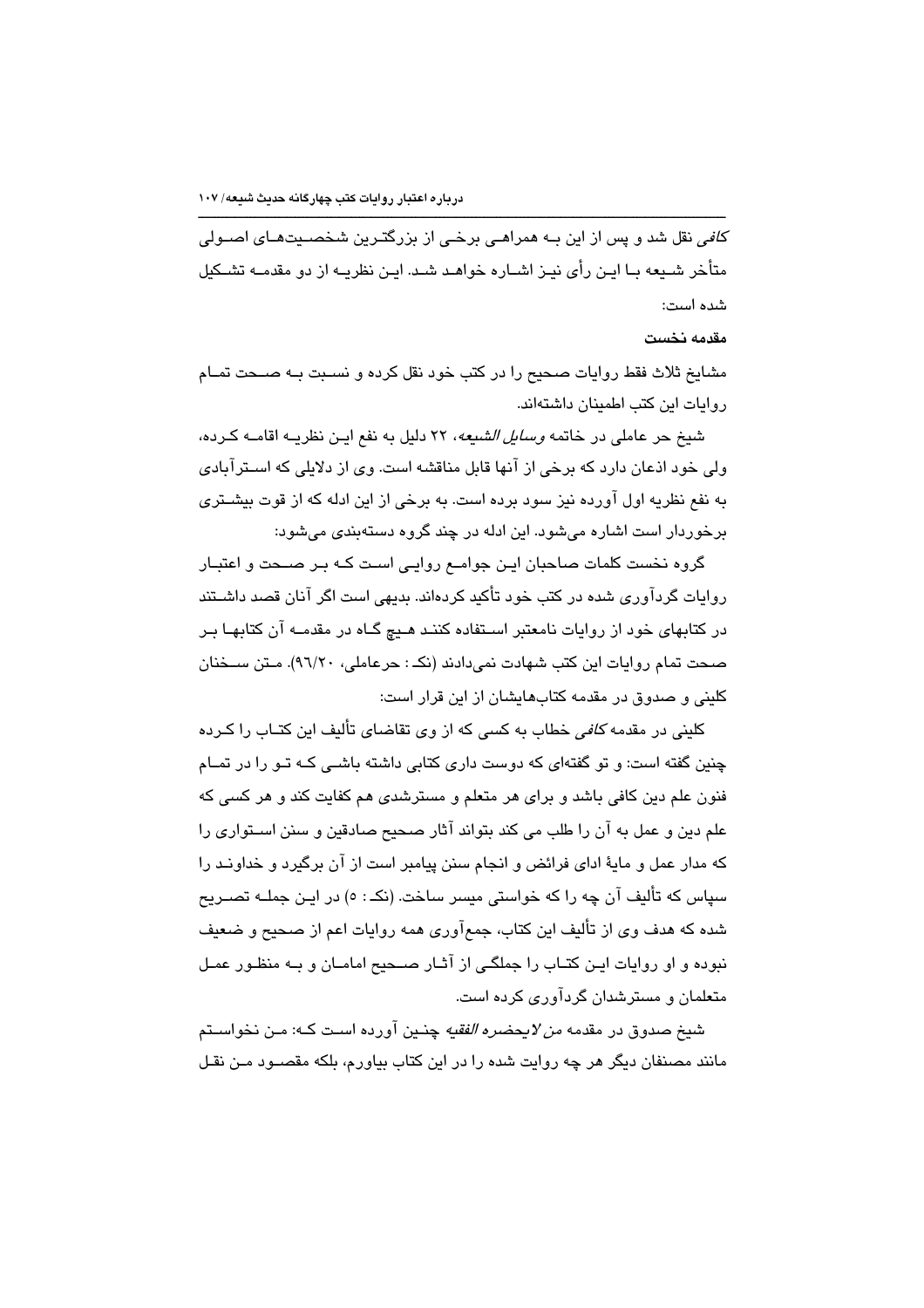*کافی* نقل شد و پس از این به همراهی برخی از بزرگترین شخصیت‌های اصولی متأخر شیعه با این رأی نیز اشاره خواهد شد. این نظریه از دو مقدمه تشکیل شده است:

### مقدمه نخست

مشایخ ثلاث فقط روایات صحیح را در کتب خود نقل کرده و نسبت به صحت تمام روایات این کتب اطمینان داشته‌اند.

شیخ حر عاملی در خاتمه *وسایل الشیعه*، ۲۲ دلیل به نفع این نظریه اقامه کرده، ولی خود اذعان دارد که برخی از آنها قابل مناقشه است. وی از دلایلی که استرآبادی به نفع نظریه اول آورده نیز سود برده است. به برخی از این ادله که از قوت بیشتری برخوردار است اشاره می‌شود. این ادله در چند گروه دسته‌بندی می‌شود:

گروه نخست کلمات صاحبان این جوامع روایی است که بر صحت و اعتبار روایات گردآوری شده در کتب خود تأکید کرده‌اند. بدیهی است اگر آنان قصد داشتند در کتابهای خود از روایات نامعتبر استفاده کنند هیچ گاه در مقدمه آن کتابها بر صحت تمام روایات این کتب شهادت نمی‌دادند (نکـ : حرعاملی، ۹٦/۲۰). متن سخنان کلینی و صدوق در مقدمه کتاب‌هایشان از این قرار است:

کلینی در مقدمه *کافی* خطاب به کسی که از وی تقاضای تألیف این کتاب را کرده چنین گفته است: و تو گفته‌ای که دوست داری کتابی داشته باشی که تو را در تمام فنون علم دین کافی باشد و برای هر متعلم و مسترشدی هم کفایت کند و هر کسی که علم دین و عمل به آن را طلب می کند بتواند آثار صحیح صادقین و سنن استواری را که مدار عمل و مایهٔ ادای فرائض و انجام سنن پیامبر است از آن برگیرد و خداوند را سپاس که تألیف آن چه را که خواستی میسر ساخت. (نکـ : ٥) در این جمله تصریح شده که هدف وی از تألیف این کتاب، جمع‌آوری همه روایات اعم از صحیح و ضعیف نبوده و او روایات این کتاب را جملگی از آثار صحیح امامان و به منظور عمل متعلمان و مسترشدان گردآوری کرده است.

شیخ صدوق در مقدمه *من لایحضره الفقیه* چنین آورده است که: من نخواستم مانند مصنفان دیگر هر چه روایت شده را در این کتاب بیاورم، بلکه مقصود من نقل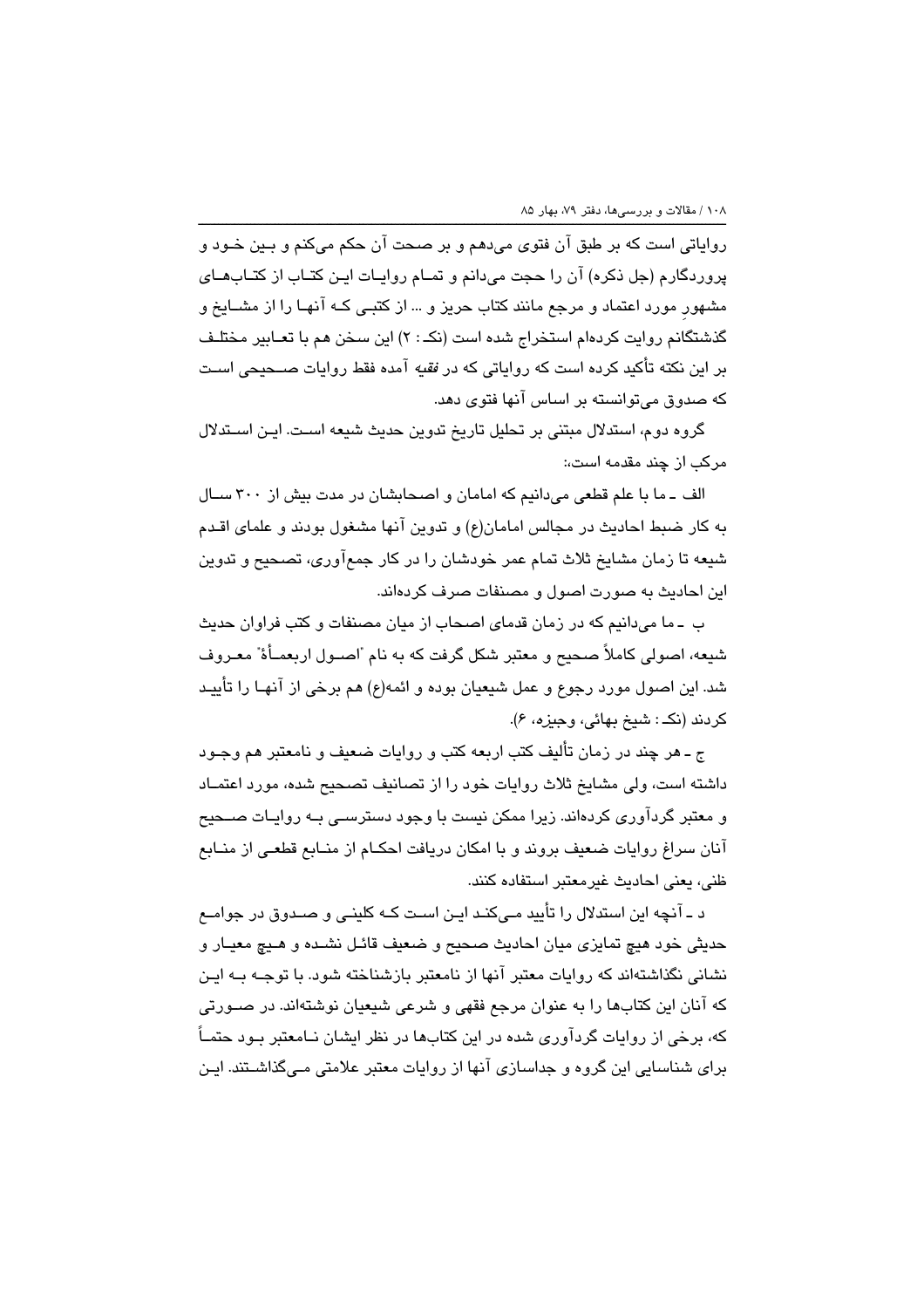روایاتی است که بر طبق آن فتوی می‌دهم و بر صحت آن حکم می‌کنم و بین خود و پروردگارم (جل ذکره) آن را حجت می‌دانم و تمام روایات این کتاب از کتاب‌های مشهورِ مورد اعتماد و مرجع مانند کتاب حریز و ... از کتبی که آنها را از مشایخ و گذشتگانم روایت کرده‌ام استخراج شده است (نک: ۲) این سخن هم با تعابیر مختلف بر این نکته تأکید کرده است که روایاتی که در *فقیه* آمده فقط روایات صحیحی است که صدوق می‌توانسته بر اساس آنها فتوی دهد.

گروه دوم، استدلال مبتنی بر تحلیل تاریخ تدوین حدیث شیعه است. این استدلال مرکب از چند مقدمه است:

الف ـ ما با علم قطعی می‌دانیم که امامان و اصحابشان در مدت بیش از ۳۰۰ سال به کار ضبط احادیث در مجالس امامان(ع) و تدوین آنها مشغول بودند و علمای اقدم شیعه تا زمان مشایخ ثلاث تمام عمر خودشان را در کار جمع‌آوری، تصحیح و تدوین این احادیث به صورت اصول و مصنفات صرف کرده‌اند.

ب ـ ما می‌دانیم که در زمان قدمای اصحاب از میان مصنفات و کتب فراوان حدیث شیعه، اصولی کاملاً صحیح و معتبر شکل گرفت که به نام "اصول اربعمأة" معروف شد. این اصول مورد رجوع و عمل شیعیان بوده و ائمه(ع) هم برخی از آنها را تأیید کردند (نک: شیخ بهائی، وجیزه، ۶).

ج ـ هر چند در زمان تألیف کتب اربعه کتب و روایات ضعیف و نامعتبر هم وجود داشته است، ولی مشایخ ثلاث روایات خود را از تصانیف تصحیح شده، مورد اعتماد و معتبر گردآوری کرده‌اند. زیرا ممکن نیست با وجود دسترسی به روایات صحیح آنان سراغ روایات ضعیف بروند و با امکان دریافت احکام از منابع قطعی از منابع ظنی، یعنی احادیث غیرمعتبر استفاده کنند.

د ـ آنچه این استدلال را تأیید می‌کند این است که کلینی و صدوق در جوامع حدیثی خود هیچ تمایزی میان احادیث صحیح و ضعیف قائل نشده و هیچ معیار و نشانی نگذاشته‌اند که روایات معتبر آنها از نامعتبر بازشناخته شود. با توجه به این که آنان این کتاب‌ها را به عنوان مرجع فقهی و شرعی شیعیان نوشته‌اند. در صورتی که، برخی از روایات گردآوری شده در این کتاب‌ها در نظر ایشان نامعتبر بود حتماً برای شناسایی این گروه و جداسازی آنها از روایات معتبر علامتی می‌گذاشتند. این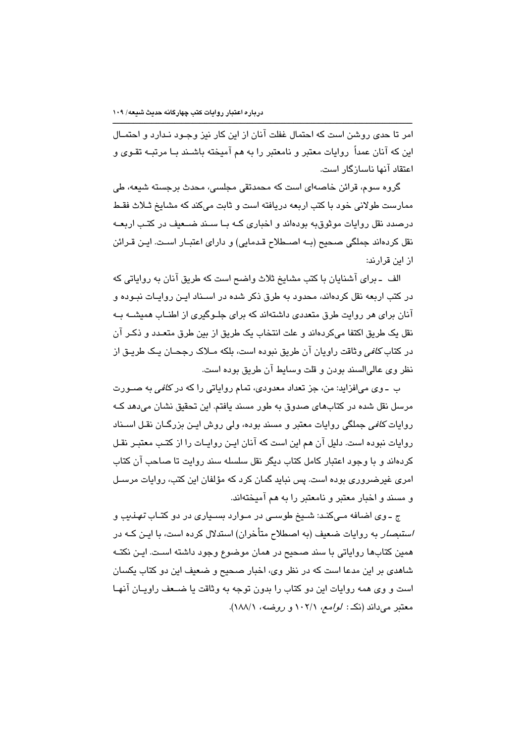امر تا حدی روشن است که احتمال غفلت آنان از این کار نیز وجود ندارد و احتمال این که آنان عمداً روایات معتبر و نامعتبر را به هم آمیخته باشند با مرتبه تقوی و اعتقاد آنها ناسازگار است.

گروه سوم، قرائن خاصه‌ای است که محمدتقی مجلسی، محدث برجسته شیعه، طی ممارست طولانی خود با کتب اربعه دریافته است و ثابت می‌کند که مشایخ ثلاث فقط درصدد نقل روایات موثوق‌به بوده‌اند و اخباری که با سند ضعیف در کتب اربعه نقل کرده‌اند جملگی صحیح (به اصطلاح قدمایی) و دارای اعتبار است. این قرائن از این قرارند:

الف ـ برای آشنایان با کتب مشایخ ثلاث واضح است که طریق آنان به روایاتی که در کتب اربعه نقل کرده‌اند، محدود به طرق ذکر شده در اسناد این روایات نبوده و آنان برای هر روایت طرق متعددی داشته‌اند که برای جلوگیری از اطناب همیشه به نقل یک طریق اکتفا می‌کرده‌اند و علت انتخاب یک طریق از بین طرق متعدد و ذکر آن در کتاب *کافی* وثاقت راویان آن طریق نبوده است، بلکه ملاک رجحان یک طریق از نظر وی عالی‌السند بودن و قلت وسایط آن طریق بوده است.

ب ـ وی می‌افزاید: من، جز تعداد معدودی، تمام روایاتی را که در *کافی* به صورت مرسل نقل شده در کتاب‌های صدوق به طور مسند یافتم. این تحقیق نشان می‌دهد که روایات *کافی* جملگی روایات معتبر و مسند بوده، ولی روش این بزرگان نقل اسناد روایات نبوده است. دلیل آن هم این است که آنان این روایات را از کتب معتبر نقل کرده‌اند و با وجود اعتبار کامل کتاب دیگر نقل سلسله سند روایت تا صاحب آن کتاب امری غیرضروری بوده است. پس نباید گمان کرد که مؤلفان این کتب، روایات مرسل و مسند و اخبار معتبر و نامعتبر را به هم آمیخته‌اند.

ج ـ وی اضافه می‌کند: شیخ طوسی در موارد بسیاری در دو کتاب *تهذیب* و *استبصار* به روایات ضعیف (به اصطلاح متأخران) استدلال کرده است، با این که در همین کتاب‌ها روایاتی با سند صحیح در همان موضوع وجود داشته است. این نکته شاهدی بر این مدعا است که در نظر وی، اخبار صحیح و ضعیف این دو کتاب یکسان است و وی همه روایات این دو کتاب را بدون توجه به وثاقت یا ضعف راویان آنها معتبر می‌داند (نک: *لوامع*، ۱۰۲/۱ و *روضه*، ۱۸۸/۱).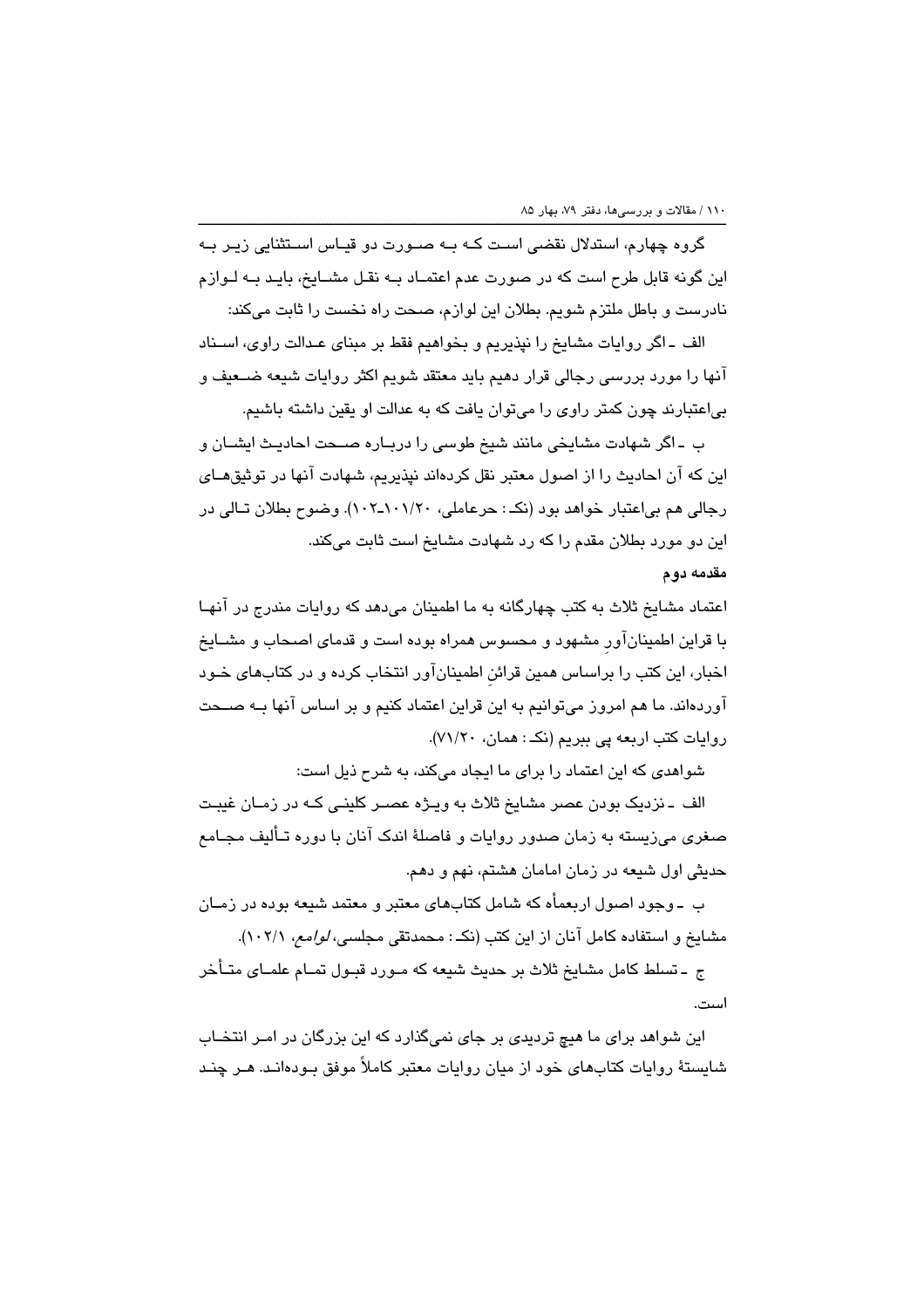گروه چهارم، استدلال نقضی است که به صورت دو قیاس استثنایی زیر به این گونه قابل طرح است که در صورت عدم اعتماد به نقل مشایخ، باید به لوازم نادرست و باطل ملتزم شویم. بطلان این لوازم، صحت راه نخست را ثابت می‌کند:

الف ـ اگر روایات مشایخ را نپذیریم و بخواهیم فقط بر مبنای عدالت راوی، اسناد آنها را مورد بررسی رجالی قرار دهیم باید معتقد شویم اکثر روایات شیعه ضعیف و بی‌اعتبارند چون کمتر راوی را می‌توان یافت که به عدالت او یقین داشته باشیم.

ب ـ اگر شهادت مشایخی مانند شیخ طوسی را درباره صحت احادیث ایشان و این که آن احادیث را از اصول معتبر نقل کرده‌اند نپذیریم، شهادت آنها در توثیق‌های رجالی هم بی‌اعتبار خواهد بود (نک: حرعاملی، ۱۰۱/۲۰ـ۱۰۲). وضوح بطلان تالی در این دو مورد بطلان مقدم را که رد شهادت مشایخ است ثابت می‌کند.

**مقدمه دوم**

اعتماد مشایخ ثلاث به کتب چهارگانه به ما اطمینان می‌دهد که روایات مندرج در آنها با قراین اطمینان‌آورِ مشهود و محسوس همراه بوده است و قدمای اصحاب و مشایخ اخبار، این کتب را براساس همین قرائنِ اطمینان‌آور انتخاب کرده و در کتاب‌های خود آورده‌اند. ما هم امروز می‌توانیم به این قراین اعتماد کنیم و بر اساس آنها به صحت روایات کتب اربعه پی ببریم (نک: همان، ۷۱/۲۰).

شواهدی که این اعتماد را برای ما ایجاد می‌کند، به شرح ذیل است:

الف ـ نزدیک بودن عصر مشایخ ثلاث به ویژه عصر کلینی که در زمان غیبت صغری می‌زیسته به زمان صدور روایات و فاصلهٔ اندک آنان با دوره تألیف مجامع حدیثی اول شیعه در زمان امامان هشتم، نهم و دهم.

ب ـ وجود اصول اربعمأه که شامل کتاب‌های معتبر و معتمد شیعه بوده در زمان مشایخ و استفاده کامل آنان از این کتب (نک: محمدتقی مجلسی، *لوامع*، ۱۰۲/۱).

ج ـ تسلط کامل مشایخ ثلاث بر حدیث شیعه که مورد قبول تمام علمای متأخر است.

این شواهد برای ما هیچ تردیدی بر جای نمی‌گذارد که این بزرگان در امر انتخاب شایستهٔ روایات کتاب‌های خود از میان روایات معتبر کاملاً موفق بوده‌اند. هر چند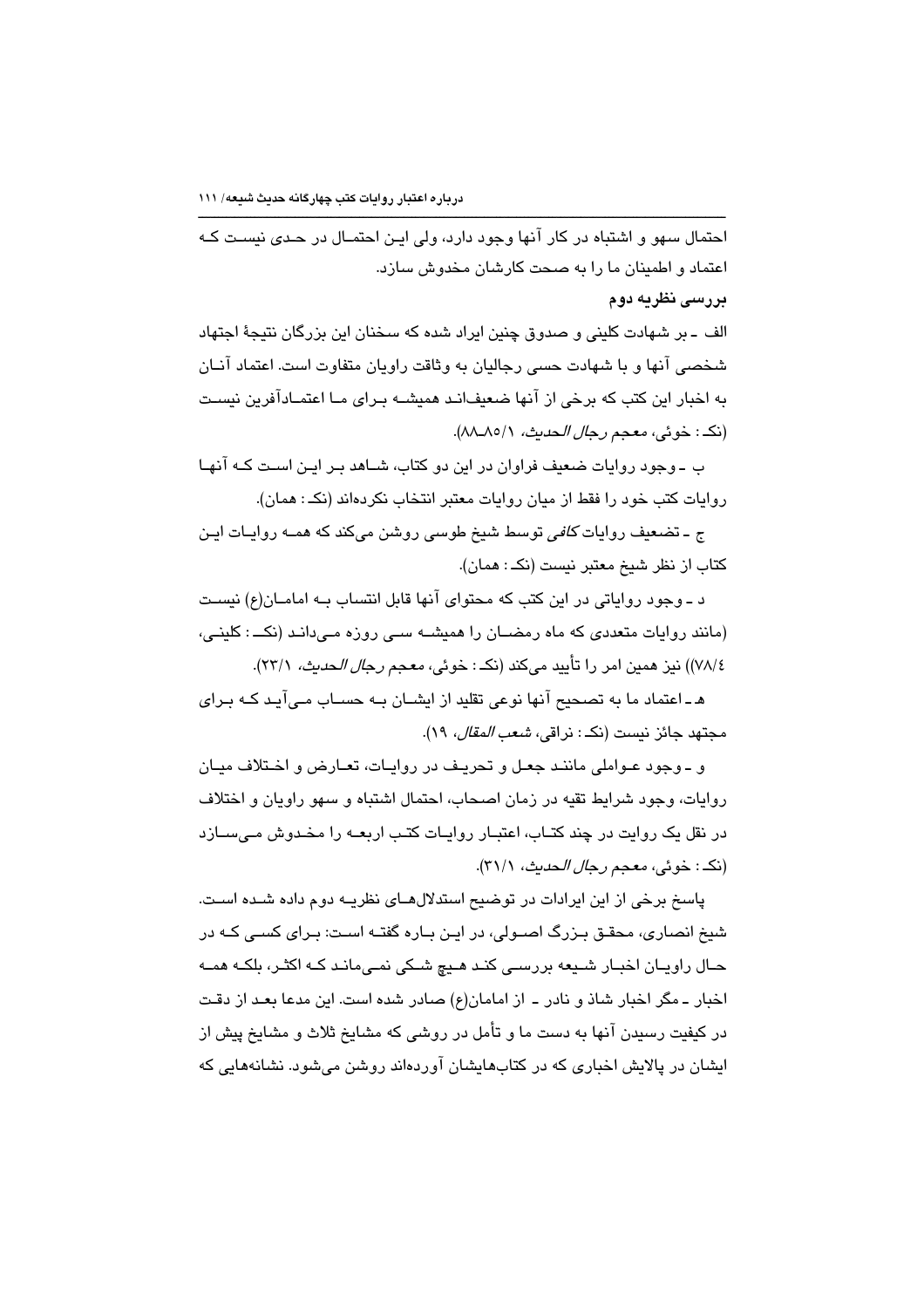احتمال سهو و اشتباه در کار آنها وجود دارد، ولی این احتمال در حدی نیست که اعتماد و اطمینان ما را به صحت کارشان مخدوش سازد.

**بررسی نظریه دوم**

الف ـ بر شهادت کلینی و صدوق چنین ایراد شده که سخنان این بزرگان نتیجهٔ اجتهاد شخصی آنها و با شهادت حسی رجالیان به وثاقت راویان متفاوت است. اعتماد آنان به اخبار این کتب که برخی از آنها ضعیف‌اند همیشه برای ما اعتمادآفرین نیست (نکـ : خوئی، *معجم رجال الحدیث*، ۱/۸۵ـ۸۸).

ب ـ وجود روایات ضعیف فراوان در این دو کتاب، شاهد بر این است که آنها روایات کتب خود را فقط از میان روایات معتبر انتخاب نکرده‌اند (نکـ : همان).

ج ـ تضعیف روایات *کافی* توسط شیخ طوسی روشن می‌کند که همه روایات این کتاب از نظر شیخ معتبر نیست (نکـ : همان).

د ـ وجود روایاتی در این کتب که محتوای آنها قابل انتساب به امامان(ع) نیست (مانند روایات متعددی که ماه رمضان را همیشه سی روزه می‌داند (نکـ : کلینی، ۷۸/۴)) نیز همین امر را تأیید می‌کند (نکـ : خوئی، *معجم رجال الحدیث*، ۲۳/۱).

هـ ـ اعتماد ما به تصحیح آنها نوعی تقلید از ایشان به حساب می‌آید که برای مجتهد جائز نیست (نکـ : نراقی، *شعب المقال*، ۱۹).

و ـ وجود عواملی مانند جعل و تحریف در روایات، تعارض و اختلاف میان روایات، وجود شرایط تقیه در زمان اصحاب، احتمال اشتباه و سهو راویان و اختلاف در نقل یک روایت در چند کتاب، اعتبار روایات کتب اربعه را مخدوش می‌سازد (نکـ : خوئی، *معجم رجال الحدیث*، ۳۱/۱).

پاسخ برخی از این ایرادات در توضیح استدلال‌های نظریه دوم داده شده است. شیخ انصاری، محقق بزرگ اصولی، در این باره گفته است: برای کسی که در حال راویان اخبار شیعه بررسی کند هیچ شکی نمی‌ماند که اکثر، بلکه همه اخبار ـ مگر اخبار شاذ و نادر ـ از امامان(ع) صادر شده است. این مدعا بعد از دقت در کیفیت رسیدن آنها به دست ما و تأمل در روشی که مشایخ ثلاث و مشایخ پیش از ایشان در پالایش اخباری که در کتاب‌هایشان آورده‌اند روشن می‌شود. نشانه‌هایی که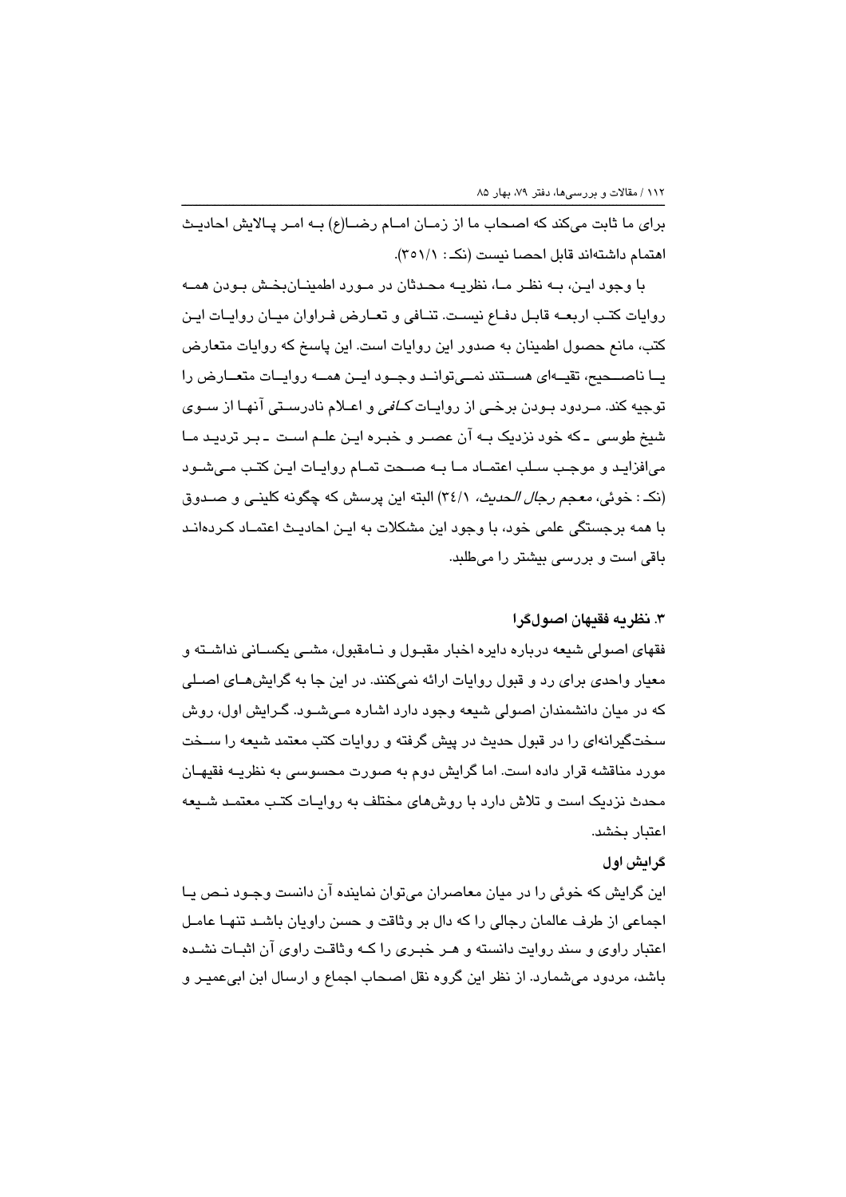برای ما ثابت می‌کند که اصحاب ما از زمان امام رضا(ع) به امر پالایش احادیث اهتمام داشته‌اند قابل احصا نیست (نک: ۳۵۱/۱).

با وجود این، به نظر ما، نظریه محدثان در مورد اطمینان‌بخش بودن همه روایات کتب اربعه قابل دفاع نیست. تنافی و تعارض فراوان میان روایات این کتب، مانع حصول اطمینان به صدور این روایات است. این پاسخ که روایات متعارض یا ناصحیح، تقیه‌ای هستند نمی‌توانند وجود این همه روایات متعارض را توجیه کند. مردود بودن برخی از روایات *کافی* و اعلام نادرستی آنها از سوی شیخ طوسی ـ که خود نزدیک به آن عصر و خبره این علم است ـ بر تردید ما می‌افزاید و موجب سلب اعتماد ما به صحت تمام روایات این کتب می‌شود (نک: خوئی، *معجم رجال الحدیث*، ۳٤/۱) البته این پرسش که چگونه کلینی و صدوق با همه برجستگی علمی خود، با وجود این مشکلات به این احادیث اعتماد کرده‌اند باقی است و بررسی بیشتر را می‌طلبد.

### ۳. نظریه فقیهان اصول‌گرا

فقهای اصولی شیعه درباره دایره اخبار مقبول و نامقبول، مشی یکسانی نداشته و معیار واحدی برای رد و قبول روایات ارائه نمی‌کنند. در این جا به گرایش‌های اصلی که در میان دانشمندان اصولی شیعه وجود دارد اشاره می‌شود. گرایش اول، روش سخت‌گیرانه‌ای را در قبول حدیث در پیش گرفته و روایات کتب معتمد شیعه را سخت مورد مناقشه قرار داده است. اما گرایش دوم به صورت محسوسی به نظریه فقیهان محدث نزدیک است و تلاش دارد با روش‌های مختلف به روایات کتب معتمد شیعه اعتبار بخشد.

#### گرایش اول

این گرایش که خوئی را در میان معاصران می‌توان نماینده آن دانست وجود نص یا اجماعی از طرف عالمان رجالی را که دال بر وثاقت و حسن راویان باشد تنها عامل اعتبار راوی و سند روایت دانسته و هر خبری را که وثاقت راوی آن اثبات نشده باشد، مردود می‌شمارد. از نظر این گروه نقل اصحاب اجماع و ارسال ابن ابی‌عمیر و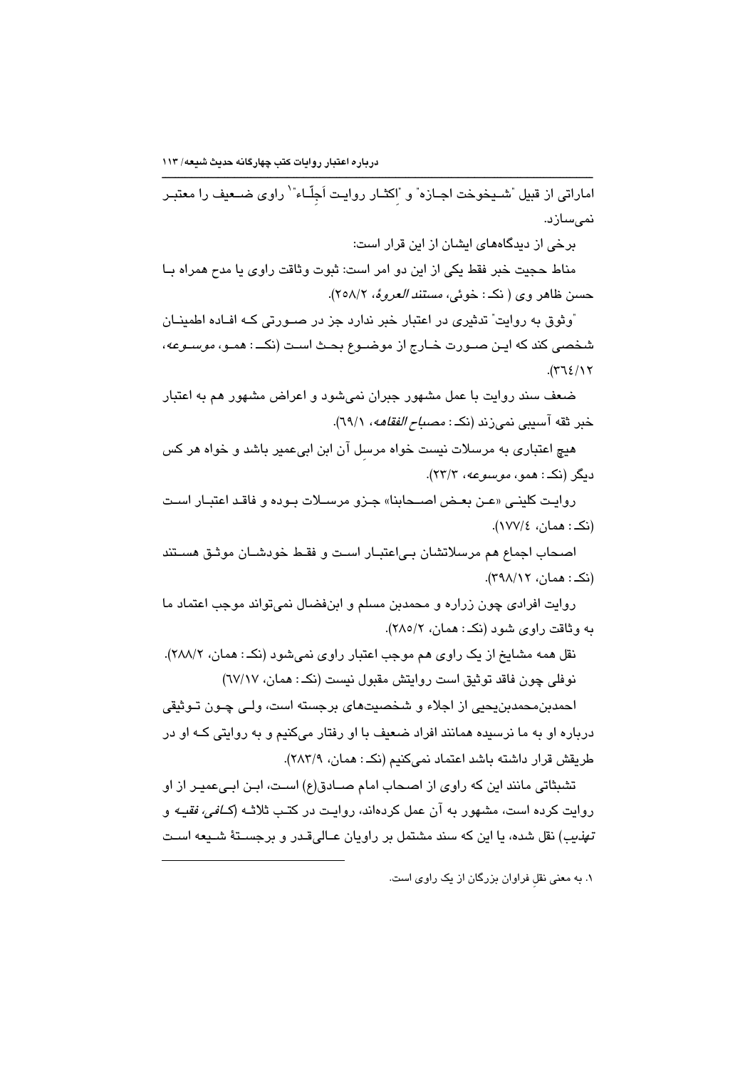اماراتی از قبیل "شیخوخت اجازه" و "اکثار روایت اَجِلّاء"[1] راوی ضعیف را معتبر نمی‌سازد.

برخی از دیدگاه‌های ایشان از این قرار است:

مناط حجیت خبر فقط یکی از این دو امر است: ثبوت وثاقت راوی یا مدح همراه با حسن ظاهر وی ( نک: خوئی، *مستند العروة*، ۲۵۸/۲).

"وثوق به روایت" تدثیری در اعتبار خبر ندارد جز در صورتی که افاده اطمینان شخصی کند که این صورت خارج از موضوع بحث است (نک: همو، موسوعه، ۳٦٤/۱۲).

ضعف سند روایت با عمل مشهور جبران نمی‌شود و اعراض مشهور هم به اعتبار خبر ثقه آسیبی نمی‌زند (نک: *مصباح الفقاهه*، ٦۹/۱).

هیچ اعتباری به مرسلات نیست خواه مرسِل آن ابن ابی‌عمیر باشد و خواه هر کس دیگر (نک: همو، *موسوعه*، ۲۳/۳).

روایت کلینی «عن بعض اصحابنا» جزو مرسلات بوده و فاقد اعتبار است (نک: همان، ۱۷۷/٤).

اصحاب اجماع هم مرسلاتشان بی‌اعتبار است و فقط خودشان موثق هستند (نک: همان، ۳۹۸/۱۲).

روایت افرادی چون زراره و محمدبن مسلم و ابن‌فضال نمی‌تواند موجب اعتماد ما به وثاقت راوی شود (نک: همان، ۲۸۵/۲).

نقل همه مشایخ از یک راوی هم موجب اعتبار راوی نمی‌شود (نک: همان، ۲۸۸/۲).

نوفلی چون فاقد توثیق است روایتش مقبول نیست (نک: همان، ٦۷/۱۷)

احمدبن‌محمدبن‌یحیی از اجلاء و شخصیت‌های برجسته است، ولی چون توثیقی درباره او به ما نرسیده همانند افراد ضعیف با او رفتار می‌کنیم و به روایتی که او در طریقش قرار داشته باشد اعتماد نمی‌کنیم (نک: همان، ۲۸۳/۹).

تشبثاتی مانند این که راوی از اصحاب امام صادق(ع) است، ابن ابی‌عمیر از او روایت کرده است، مشهور به آن عمل کرده‌اند، روایت در کتب ثلاثه (*کافی*، *فقیه* و *تهذیب*) نقل شده، یا این که سند مشتمل بر راویان عالی‌قدر و برجستهٔ شیعه است

---

۱. به معنی نقلِ فراوان بزرگان از یک راوی است.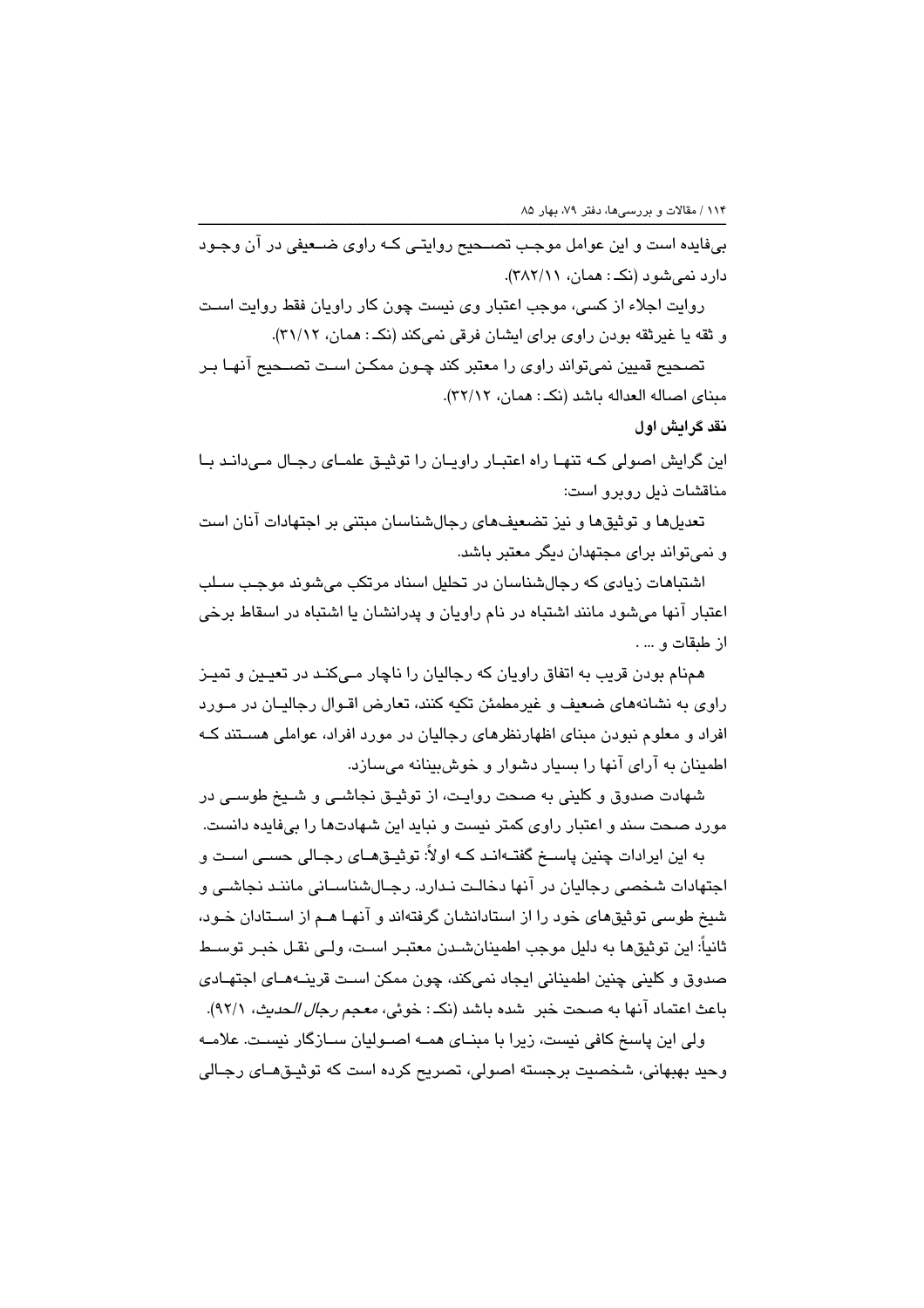بی‌فایده است و این عوامل موجب تصحیح روایتی که راوی ضعیفی در آن وجود دارد نمی‌شود (نک: همان، ۳۸۲/۱۱).

روایت اجلاء از کسی، موجب اعتبار وی نیست چون کار راویان فقط روایت است و ثقه یا غیرثقه بودن راوی برای ایشان فرقی نمی‌کند (نک: همان، ۳۱/۱۲).

تصحیح قمیین نمی‌تواند راوی را معتبر کند چون ممکن است تصحیح آنها بر مبنای اصاله العداله باشد (نک: همان، ۳۲/۱۲).

**نقد گرایش اول**

این گرایش اصولی که تنها راه اعتبار راویان را توثیق علمای رجال می‌داند با مناقشات ذیل روبرو است:

تعدیل‌ها و توثیق‌ها و نیز تضعیف‌های رجال‌شناسان مبتنی بر اجتهادات آنان است و نمی‌تواند برای مجتهدان دیگر معتبر باشد.

اشتباهات زیادی که رجال‌شناسان در تحلیل اسناد مرتکب می‌شوند موجب سلب اعتبار آنها می‌شود مانند اشتباه در نام راویان و پدرانشان یا اشتباه در اسقاط برخی از طبقات و ... .

همنام بودن قریب به اتفاق راویان که رجالیان را ناچار می‌کند در تعیین و تمیز راوی به نشانه‌های ضعیف و غیرمطمئن تکیه کنند، تعارض اقوال رجالیان در مورد افراد و معلوم نبودن مبنای اظهارنظرهای رجالیان در مورد افراد، عواملی هستند که اطمینان به آرای آنها را بسیار دشوار و خوش‌بینانه می‌سازد.

شهادت صدوق و کلینی به صحت روایت، از توثیق نجاشی و شیخ طوسی در مورد صحت سند و اعتبار راوی کمتر نیست و نباید این شهادت‌ها را بی‌فایده دانست.

به این ایرادات چنین پاسخ گفته‌اند که اولاً: توثیق‌های رجالی حسی است و اجتهادات شخصی رجالیان در آنها دخالت ندارد. رجال‌شناسانی مانند نجاشی و شیخ طوسی توثیق‌های خود را از استادانشان گرفته‌اند و آنها هم از استادان خود، ثانیاً: این توثیق‌ها به دلیل موجب اطمینان‌شدن معتبر است، ولی نقل خبر توسط صدوق و کلینی چنین اطمینانی ایجاد نمی‌کند، چون ممکن است قرینه‌های اجتهادی باعث اعتماد آنها به صحت خبر شده باشد (نک: خوئی، *معجم رجال الحدیث*، ۹۲/۱).

ولی این پاسخ کافی نیست، زیرا با مبنای همه اصولیان سازگار نیست. علامه وحید بهبهانی، شخصیت برجسته اصولی، تصریح کرده است که توثیق‌های رجالی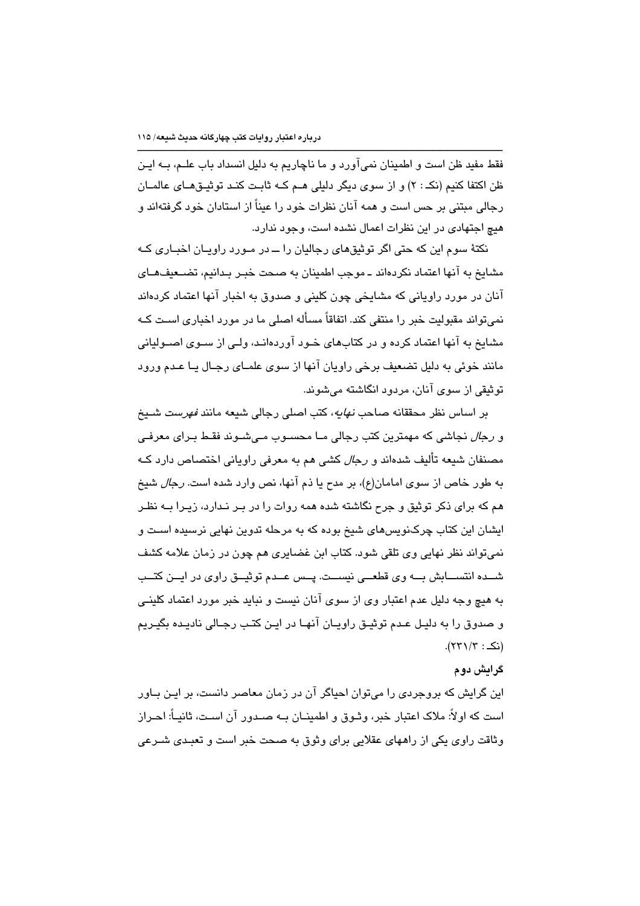فقط مفید ظن است و اطمینان نمی‌آورد و ما ناچاریم به دلیل انسداد باب علم، به این ظن اکتفا کنیم (نک: ۲) و از سوی دیگر دلیلی هم که ثابت کند توثیق‌های عالمان رجالی مبتنی بر حس است و همه آنان نظرات خود را عیناً از استادان خود گرفته‌اند و هیچ اجتهادی در این نظرات اعمال نشده است، وجود ندارد.

نکتهٔ سوم این که حتی اگر توثیق‌های رجالیان را ــ در مورد راویان اخباری که مشایخ به آنها اعتماد نکرده‌اند ـ موجب اطمینان به صحت خبر بدانیم، تضعیف‌های آنان در مورد راویانی که مشایخی چون کلینی و صدوق به اخبار آنها اعتماد کرده‌اند نمی‌تواند مقبولیت خبر را منتفی کند. اتفاقاً مسأله اصلی ما در مورد اخباری است که مشایخ به آنها اعتماد کرده و در کتاب‌های خود آورده‌اند، ولی از سوی اصولیانی مانند خوئی به دلیل تضعیف برخی راویان آنها از سوی علمای رجال یا عدم ورود توثیقی از سوی آنان، مردود انگاشته می‌شوند.

بر اساس نظر محققانه صاحب *نهایه*، کتب اصلی رجالی شیعه مانند *فهرست* شیخ و *رجال* نجاشی که مهمترین کتب رجالی ما محسوب می‌شوند فقط برای معرفی مصنفان شیعه تألیف شده‌اند و *رجال* کشی هم به معرفی راویانی اختصاص دارد که به طور خاص از سوی امامان(ع)، بر مدح یا ذم آنها، نص وارد شده است. *رجال* شیخ هم که برای ذکر توثیق و جرح نگاشته شده همه روات را در بر ندارد، زیرا به نظر ایشان این کتاب چرک‌نویس‌های شیخ بوده که به مرحله تدوین نهایی نرسیده است و نمی‌تواند نظر نهایی وی تلقی شود. کتاب ابن غضایری هم چون در زمان علامه کشف شده انتسابش به وی قطعی نیست. پس عدم توثیق راوی در این کتب به هیچ وجه دلیل عدم اعتبار وی از سوی آنان نیست و نباید خبر مورد اعتماد کلینی و صدوق را به دلیل عدم توثیق راویان آنها در این کتب رجالی نادیده بگیریم (نک: ۲۳۱/۳).

### گرایش دوم

این گرایش که بروجردی را می‌توان احیاگر آن در زمان معاصر دانست، بر این باور است که اولاً: ملاک اعتبار خبر، وثوق و اطمینان به صدور آن است، ثانیاً: احراز وثاقت راوی یکی از راههای عقلایی برای وثوق به صحت خبر است و تعبدی شرعی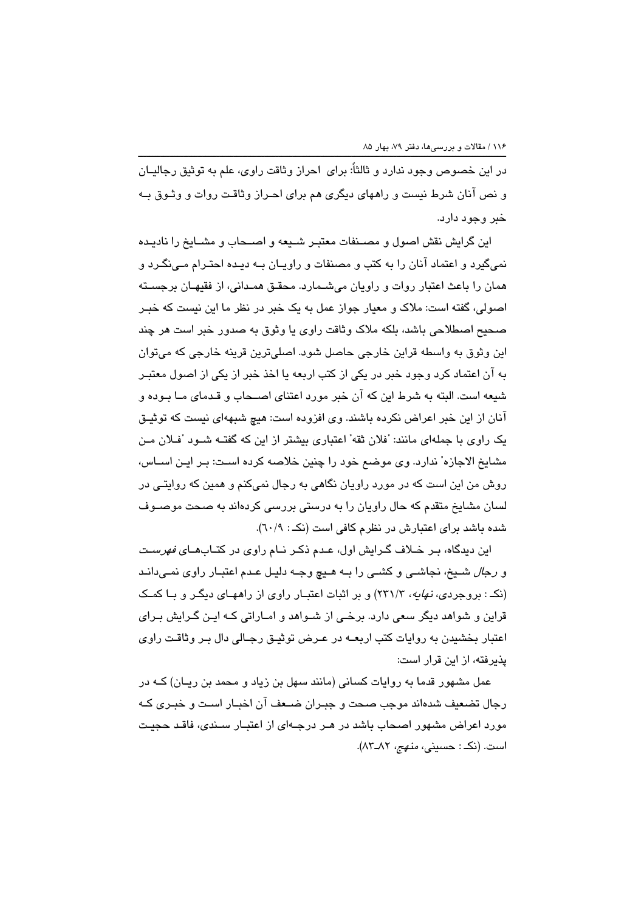در این خصوص وجود ندارد و ثالثاً: برای احراز وثاقت راوی، علم به توثیق رجالیان و نص آنان شرط نیست و راههای دیگری هم برای احراز وثاقت روات و وثوق به خبر وجود دارد.

این گرایش نقش اصول و مصنفات معتبر شیعه و اصحاب و مشایخ را نادیده نمی‌گیرد و اعتماد آنان را به کتب و مصنفات و راویان به دیده احترام می‌نگرد و همان را باعث اعتبار روات و راویان می‌شمارد. محقق همدانی، از فقیهان برجسته اصولی، گفته است: ملاک و معیار جواز عمل به یک خبر در نظر ما این نیست که خبر صحیح اصطلاحی باشد، بلکه ملاک وثاقت راوی یا وثوق به صدور خبر است هر چند این وثوق به واسطه قراین خارجی حاصل شود. اصلی‌ترین قرینه خارجی که می‌توان به آن اعتماد کرد وجود خبر در یکی از کتب اربعه یا اخذ خبر از یکی از اصول معتبر شیعه است. البته به شرط این که آن خبر مورد اعتنای اصحاب و قدمای ما بوده و آنان از این خبر اعراض نکرده باشند. وی افزوده است: هیچ شبهه‌ای نیست که توثیق یک راوی با جمله‌ای مانند: "فلان ثقه" اعتباری بیشتر از این که گفته شود "فلان من مشایخ الاجازه" ندارد. وی موضع خود را چنین خلاصه کرده است: بر این اساس، روش من این است که در مورد راویان نگاهی به رجال نمی‌کنم و همین که روایتی در لسان مشایخ متقدم که حال راویان را به درستی بررسی کرده‌اند به صحت موصوف شده باشد برای اعتبارش در نظرم کافی است (نک: ٦٠/٩).

این دیدگاه، بر خلاف گرایش اول، عدم ذکر نام راوی در کتاب‌های *فهرست* و *رجال* شیخ، نجاشی و کشی را به هیچ وجه دلیل عدم اعتبار راوی نمی‌داند (نک: بروجردی، *نهایه*، ٢٣١/٣) و بر اثبات اعتبار راوی از راههای دیگر و با کمک قراین و شواهد دیگر سعی دارد. برخی از شواهد و اماراتی که این گرایش برای اعتبار بخشیدن به روایات کتب اربعه در عرض توثیق رجالی دال بر وثاقت راوی پذیرفته، از این قرار است:

عمل مشهور قدما به روایات کسانی (مانند سهل بن زیاد و محمد بن ریان) که در رجال تضعیف شده‌اند موجب صحت و جبران ضعف آن اخبار است و خبری که مورد اعراض مشهور اصحاب باشد در هر درجه‌ای از اعتبار سندی، فاقد حجیت است. (نک: حسینی، *منهج*، ٨٢ـ٨٣).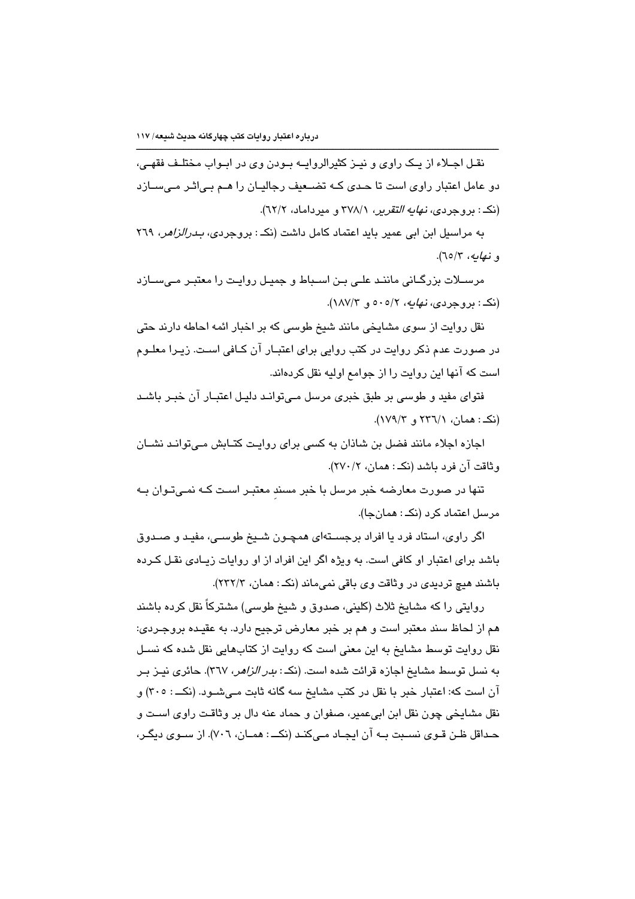نقـل اجـلاء از یـک راوی و نیـز کثیرالروایـه بـودن وی در ابـواب مختلـف فقهـی، دو عامل اعتبار راوی است تا حـدی کـه تضـعیف رجالیـان را هـم بـی‌اثـر مـی‌سـازد (نک: بروجردی، *نهایه التقریر*، ۳۷۸/۱ و میرداماد، ۶۲/۲).

به مراسیل ابن ابی عمیر باید اعتماد کامل داشت (نک: بروجردی، *بدرالزاهر*، ۲۶۹ و *نهایه*، ۶۵/۳).

مرسـلات بزرگـانی ماننـد علـی بـن اسـباط و جمیـل روایـت را معتبـر مـی‌سـازد (نک: بروجردی، *نهایه*، ۵۰۵/۲ و ۱۸۷/۳).

نقل روایت از سوی مشایخی مانند شیخ طوسی که بر اخبار ائمه احاطه دارند حتی در صورت عدم ذکر روایت در کتب روایی برای اعتبـار آن کـافی اسـت. زیـرا معلـوم است که آنها این روایت را از جوامع اولیه نقل کرده‌اند.

فتوای مفید و طوسی بر طبق خبری مرسل مـی‌توانـد دلیـل اعتبـار آن خبـر باشـد (نک: همان، ۲۳۶/۱ و ۱۷۹/۳).

اجازه اجلاء مانند فضل بن شاذان به کسی برای روایـت کتـابش مـی‌توانـد نشـان وثاقت آن فرد باشد (نک: همان، ۲۷۰/۲).

تنها در صورت معارضه خبر مرسل با خبر مسندِ معتبـر اسـت کـه نمـی‌تـوان بـه مرسل اعتماد کرد (نک: همان‌جا).

اگر راوی، استاد فرد یا افراد برجسـته‌ای همچـون شـیخ طوسـی، مفیـد و صـدوق باشد برای اعتبار او کافی است. به ویژه اگر این افراد از او روایات زیـادی نقـل کـرده باشند هیچ تردیدی در وثاقت وی باقی نمی‌ماند (نک: همان، ۲۳۲/۳).

روایتی را که مشایخ ثلاث (کلینی، صدوق و شیخ طوسی) مشترکاً نقل کرده باشند هم از لحاظ سند معتبر است و هم بر خبر معارض ترجیح دارد. به عقیـده بروجـردی: نقل روایت توسط مشایخ به این معنی است که روایت از کتاب‌هایی نقل شده که نسـل به نسل توسط مشایخ اجازه قرائت شده است. (نک: *بدر الزاهر*، ۳۶۷). حائری نیـز بـر آن است که: اعتبار خبر با نقل در کتب مشایخ سه گانه ثابت مـی‌شـود. (نک: ۳۰۵) و نقل مشایخی چون نقل ابن ابی‌عمیر، صفوان و حماد عنه دال بر وثاقـت راوی اسـت و حـداقل ظـن قـوی نسـبت بـه آن ایجـاد مـی‌کنـد (نک: همـان، ۷۰۶). از سـوی دیگـر،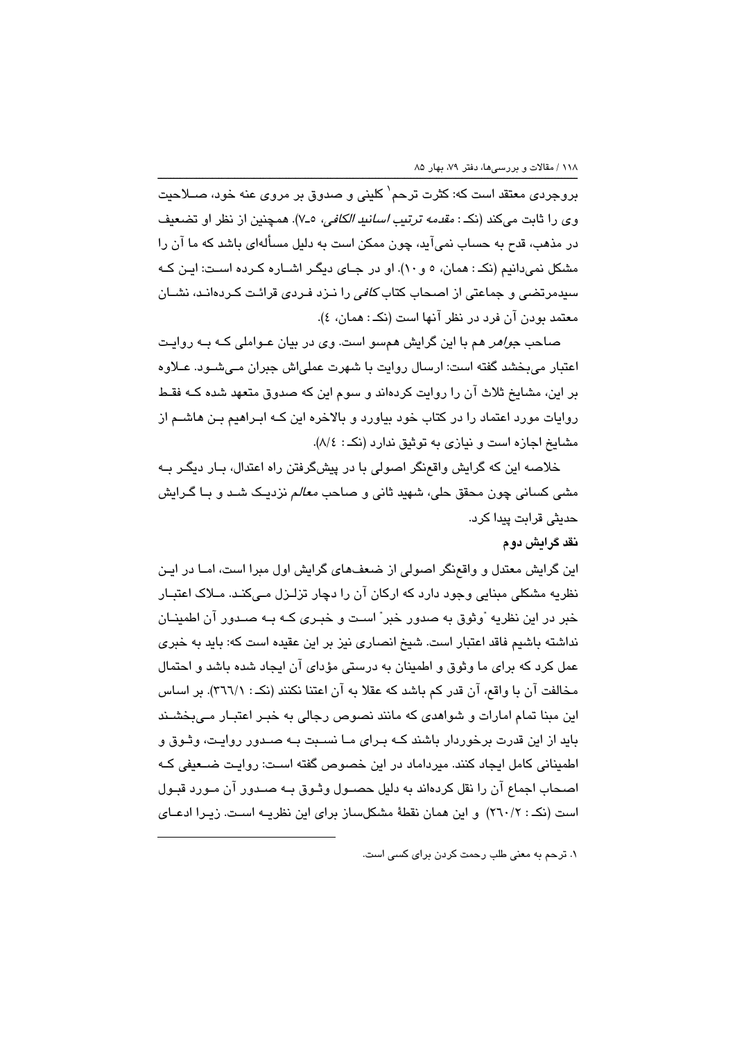بروجردی معتقد است که: کثرت ترحم[1] کلینی و صدوق بر مروی عنه خود، صلاحیت وی را ثابت می‌کند (نکـ : *مقدمه ترتیب اسانید الکافی*، ٥ـ٧). همچنین از نظر او تضعیف در مذهب، قدح به حساب نمی‌آید، چون ممکن است به دلیل مسأله‌ای باشد که ما آن را مشکل نمی‌دانیم (نکـ : همان، ٥ و ١٠). او در جای دیگر اشاره کرده است: این که سیدمرتضی و جماعتی از اصحاب کتاب *کافی* را نزد فردی قرائت کرده‌اند، نشان معتمد بودن آن فرد در نظر آنها است (نکـ : همان، ٤).

صاحب *جواهر* هم با این گرایش همسو است. وی در بیان عواملی که به روایت اعتبار می‌بخشد گفته است: ارسال روایت با شهرت عملی‌اش جبران می‌شود. علاوه بر این، مشایخ ثلاث آن را روایت کرده‌اند و سوم این که صدوق متعهد شده که فقط روایات مورد اعتماد را در کتاب خود بیاورد و بالاخره این که ابراهیم بن هاشم از مشایخ اجازه است و نیازی به توثیق ندارد (نکـ : ٨/٤).

خلاصه این که گرایش واقع‌نگر اصولی با در پیش‌گرفتن راه اعتدال، بار دیگر به مشی کسانی چون محقق حلی، شهید ثانی و صاحب *معالم* نزدیک شد و با گرایش حدیثی قرابت پیدا کرد.

**نقد گرایش دوم**

این گرایش معتدل و واقع‌نگر اصولی از ضعف‌های گرایش اول مبرا است، اما در این نظریه مشکلی مبنایی وجود دارد که ارکان آن را دچار تزلزل می‌کند. ملاک اعتبار خبر در این نظریه "وثوق به صدور خبر" است و خبری که به صدور آن اطمینان نداشته باشیم فاقد اعتبار است. شیخ انصاری نیز بر این عقیده است که: باید به خبری عمل کرد که برای ما وثوق و اطمینان به درستی مؤدای آن ایجاد شده باشد و احتمال مخالفت آن با واقع، آن قدر کم باشد که عقلا به آن اعتنا نکنند (نکـ : ٣٦٦/١). بر اساس این مبنا تمام امارات و شواهدی که مانند نصوص رجالی به خبر اعتبار می‌بخشند باید از این قدرت برخوردار باشند که برای ما نسبت به صدور روایت، وثوق و اطمینانی کامل ایجاد کنند. میرداماد در این خصوص گفته است: روایت ضعیفی که اصحاب اجماع آن را نقل کرده‌اند به دلیل حصول وثوق به صدور آن مورد قبول است (نکـ : ٢٦٠/٢) و این همان نقطهٔ مشکل‌ساز برای این نظریه است. زیرا ادعای

---

١. ترحم به معنی طلب رحمت کردن برای کسی است.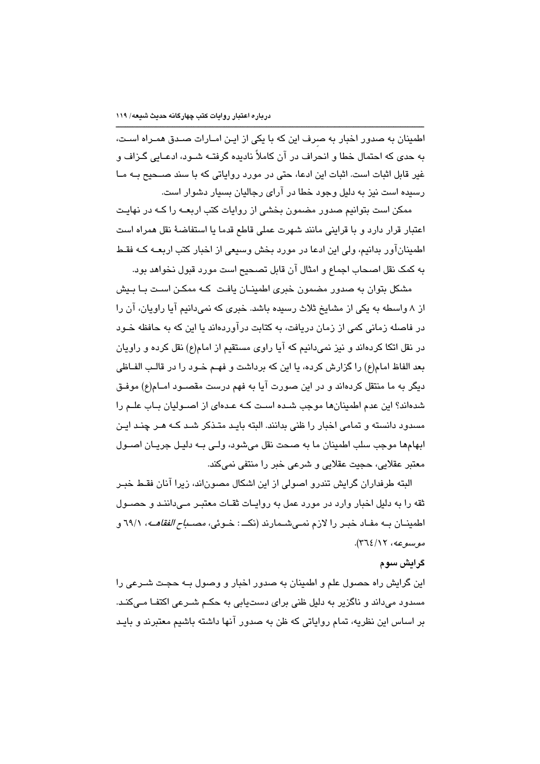اطمینان به صدور اخبار به صِرف این که با یکی از ایـن امـارات صـدق همـراه اسـت، به حدی که احتمال خطا و انحراف در آن کاملاً نادیده گرفتـه شـود، ادعـایی گـزاف و غیر قابل اثبات است. اثبات این ادعا، حتی در مورد روایاتی که با سند صـحیح بـه مـا رسیده است نیز به دلیل وجود خطا در آرای رجالیان بسیار دشوار است.

ممکن است بتوانیم صدور مضمون بخشی از روایات کتب اربعـه را کـه در نهایـت اعتبار قرار دارد و با قراینی مانند شهرت عملی قاطع قدما یا استفاضهٔ نقل همراه است اطمینان‌آور بدانیم، ولی این ادعا در مورد بخش وسیعی از اخبار کتب اربعـه کـه فقـط به کمک نقل اصحاب اجماع و امثال آن قابل تصحیح است مورد قبول نخواهد بود.

مشکل بتوان به صدور مضمون خبری اطمینـان یافـت کـه ممکـن اسـت بـا بـیش از ۸ واسطه به یکی از مشایخ ثلاث رسیده باشد. خبری که نمی‌دانیم آیا راویان، آن را در فاصله زمانی کمی از زمان دریافت، به کتابت درآورده‌اند یا این که به حافظه خـود در نقل اتکا کرده‌اند و نیز نمی‌دانیم که آیا راوی مستقیم از امام(ع) نقل کرده و راویان بعد الفاظ امام(ع) را گزارش کرده، یا این که برداشت و فهـم خـود را در قالـب الفـاظی دیگر به ما منتقل کرده‌اند و در این صورت آیا به فهم درست مقصـود امـام(ع) موفـق شده‌اند؟ این عدم اطمینان‌ها موجب شـده اسـت کـه عـده‌ای از اصـولیان بـاب علـم را مسدود دانسته و تمامی اخبار را ظنی بدانند. البته بایـد متـذکر شـد کـه هـر چنـد ایـن ابهام‌ها موجب سلب اطمینان ما به صحت نقل می‌شود، ولـی بـه دلیـل جریـان اصـول معتبر عقلایی، حجیت عقلایی و شرعی خبر را منتفی نمی‌کند.

البته طرفداران گرایش تندرو اصولی از این اشکال مصون‌اند، زیرا آنان فقـط خبـر ثقه را به دلیل اخبار وارد در مورد عمل به روایـات ثقـات معتبـر مـی‌داننـد و حصـول اطمینـان بـه مفـاد خبـر را لازم نمـی‌شـمارند (نکـ: خـوئی، *مصـباح الفقاهـه*، ٦٩/١ و *موسوعه*، ٣٦٤/١٢).

### گرایش سوم

این گرایش راه حصول علم و اطمینان به صدور اخبار و وصول بـه حجـت شـرعی را مسدود می‌داند و ناگزیر به دلیل ظنی برای دست‌یابی به حکـم شـرعی اکتفـا مـی‌کنـد. بر اساس این نظریه، تمام روایاتی که ظن به صدور آنها داشته باشیم معتبرند و بایـد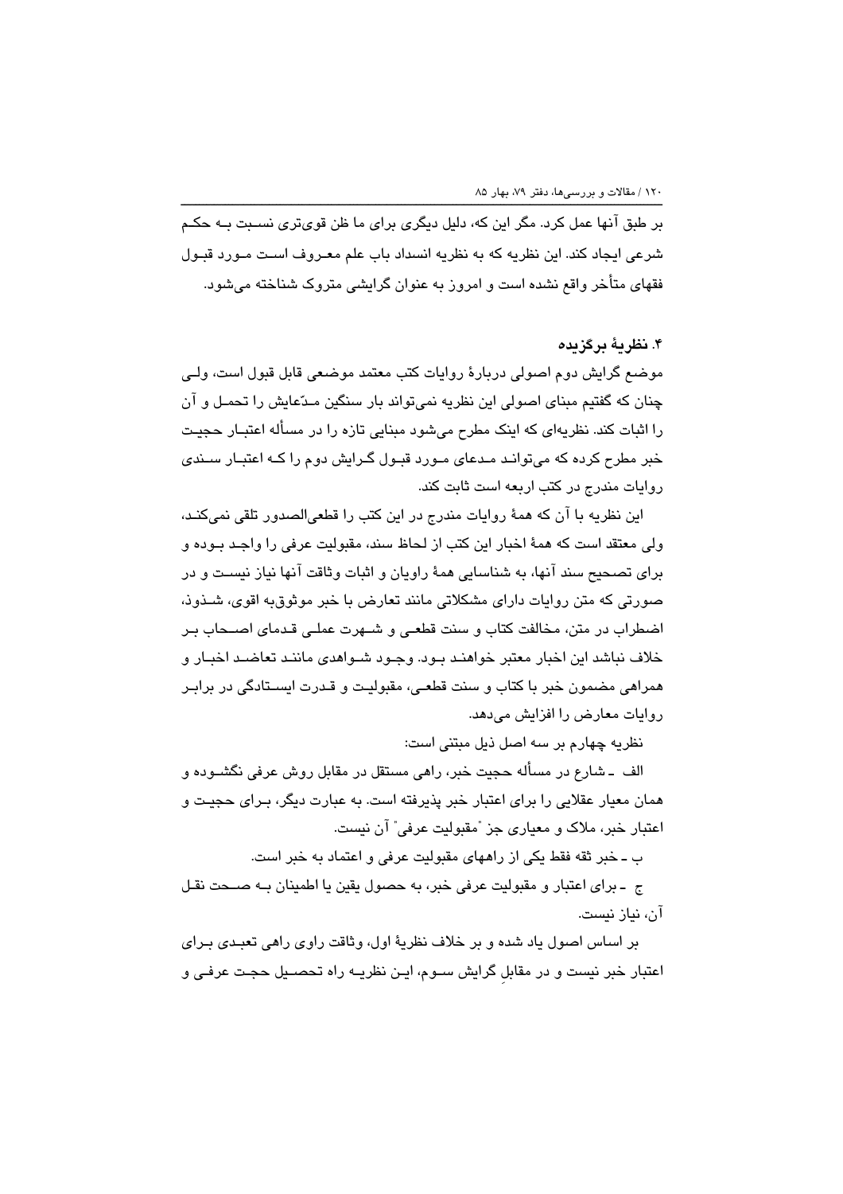بر طبق آنها عمل کرد. مگر این که، دلیل دیگری برای ما ظن قوی‌تری نسبت به حکم شرعی ایجاد کند. این نظریه که به نظریه انسداد باب علم معروف است مورد قبول فقهای متأخر واقع نشده است و امروز به عنوان گرایشی متروک شناخته می‌شود.

### ۴. نظریهٔ برگزیده

موضع گرایش دوم اصولی دربارهٔ روایات کتب معتمد موضعی قابل قبول است، ولی چنان که گفتیم مبنای اصولی این نظریه نمی‌تواند بار سنگین مدّعایش را تحمل و آن را اثبات کند. نظریه‌ای که اینک مطرح می‌شود مبنایی تازه را در مسأله اعتبار حجیت خبر مطرح کرده که می‌تواند مدعای مورد قبول گرایش دوم را که اعتبار سندی روایات مندرج در کتب اربعه است ثابت کند.

این نظریه با آن که همهٔ روایات مندرج در این کتب را قطعی‌الصدور تلقی نمی‌کند، ولی معتقد است که همهٔ اخبار این کتب از لحاظ سند، مقبولیت عرفی را واجد بوده و برای تصحیح سند آنها، به شناسایی همهٔ راویان و اثبات وثاقت آنها نیاز نیست و در صورتی که متن روایات دارای مشکلاتی مانند تعارض با خبر موثوق‌به اقوی، شذوذ، اضطراب در متن، مخالفت کتاب و سنت قطعی و شهرت عملی قدمای اصحاب بر خلاف نباشد این اخبار معتبر خواهند بود. وجود شواهدی مانند تعاضد اخبار و همراهی مضمون خبر با کتاب و سنت قطعی، مقبولیت و قدرت ایستادگی در برابر روایات معارض را افزایش می‌دهد.

نظریه چهارم بر سه اصل ذیل مبتنی است:

الف ـ شارع در مسأله حجیت خبر، راهی مستقل در مقابل روش عرفی نگشوده و همان معیار عقلایی را برای اعتبار خبر پذیرفته است. به عبارت دیگر، برای حجیت و اعتبار خبر، ملاک و معیاری جز "مقبولیت عرفی" آن نیست.

ب ـ خبر ثقه فقط یکی از راههای مقبولیت عرفی و اعتماد به خبر است.

ج ـ برای اعتبار و مقبولیت عرفی خبر، به حصول یقین یا اطمینان به صحت نقل آن، نیاز نیست.

بر اساس اصول یاد شده و بر خلاف نظریهٔ اول، وثاقت راوی راهی تعبدی برای اعتبار خبر نیست و در مقابلِ گرایش سوم، این نظریه راه تحصیل حجت عرفی و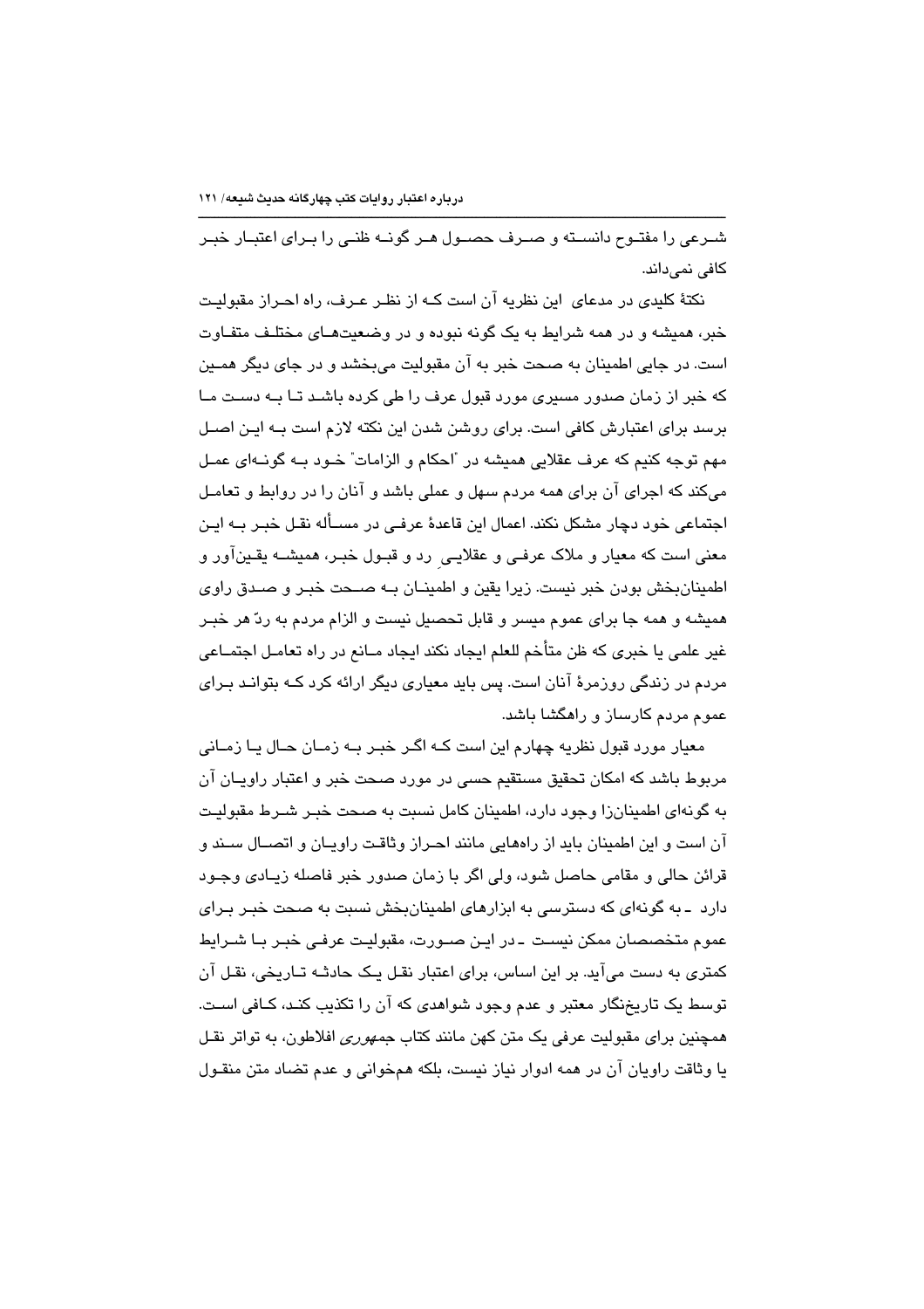شـرعی را مفتـوح دانسـته و صـرف حصـول هـر گونـه ظنـی را بـرای اعتبـار خبـر کافی نمی‌داند.

نکتهٔ کلیدی در مدعای این نظریه آن است کـه از نظـر عـرف، راه احـراز مقبولیـت خبر، همیشه و در همه شرایط به یک گونه نبوده و در وضعیت‌هـای مختلـف متفـاوت است. در جایی اطمینان به صحت خبر به آن مقبولیت می‌بخشد و در جای دیگر همـین که خبر از زمان صدور مسیری مورد قبول عرف را طی کرده باشـد تـا بـه دسـت مـا برسد برای اعتبارش کافی است. برای روشن شدن این نکته لازم است بـه ایـن اصـل مهم توجه کنیم که عرف عقلایی همیشه در "احکام و الزامات" خـود بـه گونـه‌ای عمـل می‌کند که اجرای آن برای همه مردم سهل و عملی باشد و آنان را در روابط و تعامـل اجتماعی خود دچار مشکل نکند. اعمال این قاعدهٔ عرفـی در مسـأله نقـل خبـر بـه ایـن معنی است که معیار و ملاک عرفـی و عقلایـیِ رد و قبـول خبـر، همیشـه یقـین‌آور و اطمینان‌بخش بودن خبر نیست. زیرا یقین و اطمینـان بـه صـحت خبـر و صـدق راوی همیشه و همه جا برای عموم میسر و قابل تحصیل نیست و الزام مردم به ردّ هر خبـر غیر علمی یا خبری که ظن متأخم للعلم ایجاد نکند ایجاد مـانع در راه تعامـل اجتمـاعی مردم در زندگی روزمرهٔ آنان است. پس باید معیاری دیگر ارائه کرد کـه بتوانـد بـرای عموم مردم کارساز و راهگشا باشد.

معیار مورد قبول نظریه چهارم این است کـه اگـر خبـر بـه زمـان حـال یـا زمـانی مربوط باشد که امکان تحقیق مستقیم حسی در مورد صحت خبر و اعتبار راویـان آن به گونه‌ای اطمینان‌زا وجود دارد، اطمینان کامل نسبت به صحت خبـر شـرط مقبولیـت آن است و این اطمینان باید از راه‌هایی مانند احـراز وثاقـت راویـان و اتصـال سـند و قرائن حالی و مقامی حاصل شود، ولی اگر با زمان صدور خبر فاصله زیـادی وجـود دارد ـ به گونه‌ای که دسترسی به ابزارهای اطمینان‌بخش نسبت به صحت خبـر بـرای عموم متخصصان ممکن نیسـت ـ در ایـن صـورت، مقبولیـت عرفـی خبـر بـا شـرایط کمتری به دست می‌آید. بر این اساس، برای اعتبار نقـل یـک حادثـه تـاریخی، نقـل آن توسط یک تاریخ‌نگار معتبر و عدم وجود شواهدی که آن را تکذیب کنـد، کـافی اسـت. همچنین برای مقبولیت عرفی یک متن کهن مانند کتاب *جمهوری* افلاطون، به تواتر نقـل یا وثاقت راویان آن در همه ادوار نیاز نیست، بلکه همخوانی و عدم تضاد متن منقـول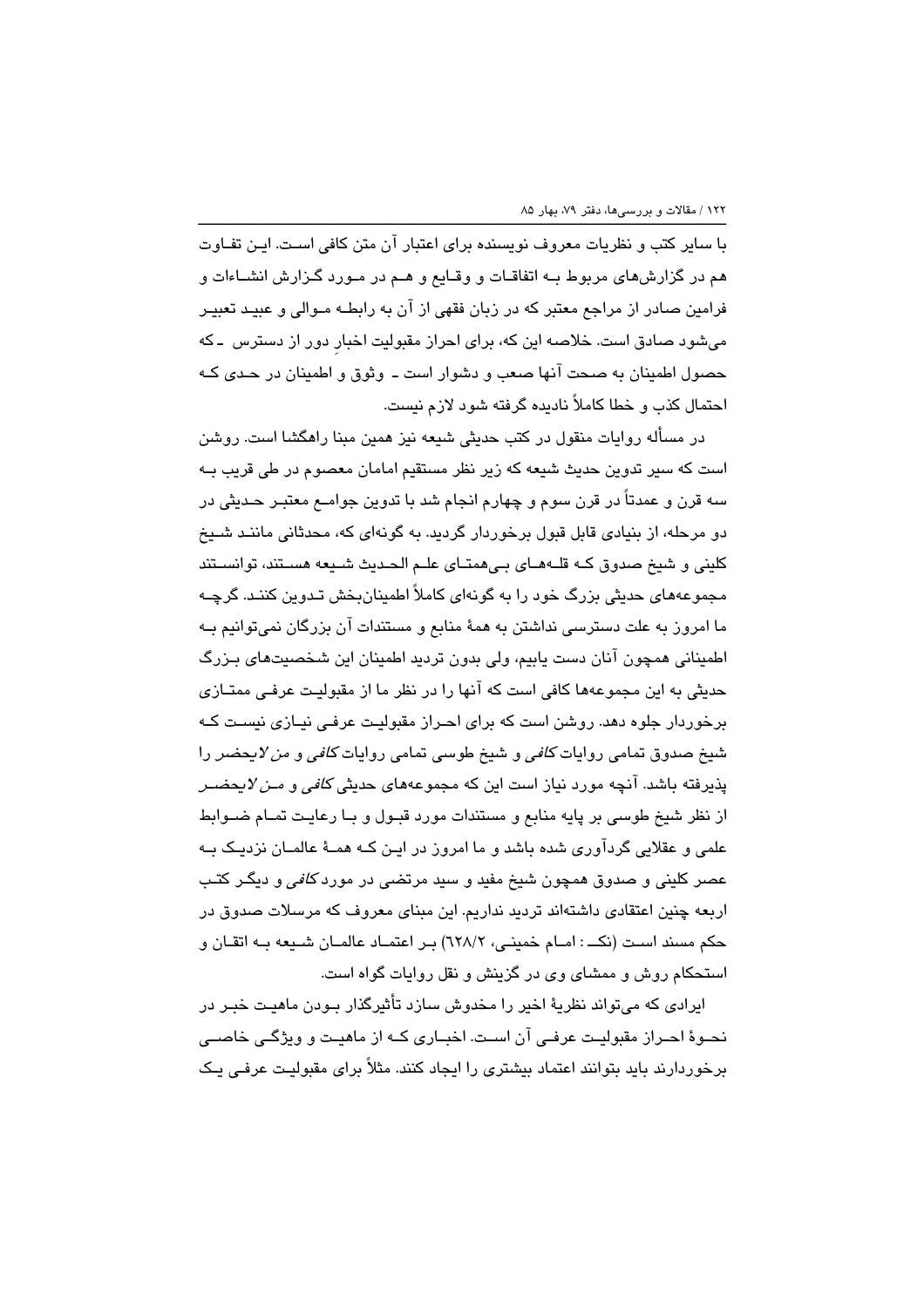با سایر کتب و نظریات معروف نویسنده برای اعتبار آن متن کافی است. این تفاوت هم در گزارش‌های مربوط به اتفاقات و وقایع و هم در مورد گزارش انشاءات و فرامین صادر از مراجع معتبر که در زبان فقهی از آن به رابطه موالی و عبید تعبیر می‌شود صادق است. خلاصه این که، برای احراز مقبولیت اخبارِ دور از دسترس ـ که حصول اطمینان به صحت آنها صعب و دشوار است ـ وثوق و اطمینان در حدی که احتمال کذب و خطا کاملاً نادیده گرفته شود لازم نیست.

در مسأله روایات منقول در کتب حدیثی شیعه نیز همین مبنا راهگشا است. روشن است که سیر تدوین حدیث شیعه که زیر نظر مستقیم امامان معصوم در طی قریب به سه قرن و عمدتاً در قرن سوم و چهارم انجام شد با تدوین جوامع معتبر حدیثی در دو مرحله، از بنیادی قابل قبول برخوردار گردید. به گونه‌ای که، محدثانی مانند شیخ کلینی و شیخ صدوق که قله‌های بی‌همتای علم الحدیث شیعه هستند، توانستند مجموعه‌های حدیثی بزرگ خود را به گونه‌ای کاملاً اطمینان‌بخش تدوین کنند. گرچه ما امروز به علت دسترسی نداشتن به همهٔ منابع و مستندات آن بزرگان نمی‌توانیم به اطمینانی همچون آنان دست یابیم، ولی بدون تردید اطمینان این شخصیت‌های بزرگ حدیثی به این مجموعه‌ها کافی است که آنها را در نظر ما از مقبولیت عرفی ممتازی برخوردار جلوه دهد. روشن است که برای احراز مقبولیت عرفی نیازی نیست که شیخ صدوق تمامی روایات *کافی* و شیخ طوسی تمامی روایات *کافی* و *من لایحضر* را پذیرفته باشد. آنچه مورد نیاز است این که مجموعه‌های حدیثی *کافی* و *من لایحضر* از نظر شیخ طوسی بر پایه منابع و مستندات مورد قبول و با رعایت تمام ضوابط علمی و عقلایی گردآوری شده باشد و ما امروز در این که همهٔ عالمان نزدیک به عصر کلینی و صدوق همچون شیخ مفید و سید مرتضی در مورد *کافی* و دیگر کتب اربعه چنین اعتقادی داشته‌اند تردید نداریم. این مبنای معروف که مرسلات صدوق در حکم مسند است (نک : امام خمینی، ۶۲۸/۲) بر اعتماد عالمان شیعه به اتقان و استحکام روش و ممشای وی در گزینش و نقل روایات گواه است.

ایرادی که می‌تواند نظریهٔ اخیر را مخدوش سازد تأثیرگذار بودن ماهیت خبر در نحوهٔ احراز مقبولیت عرفی آن است. اخباری که از ماهیت و ویژگی خاصی برخوردارند باید بتوانند اعتماد بیشتری را ایجاد کنند. مثلاً برای مقبولیت عرفی یک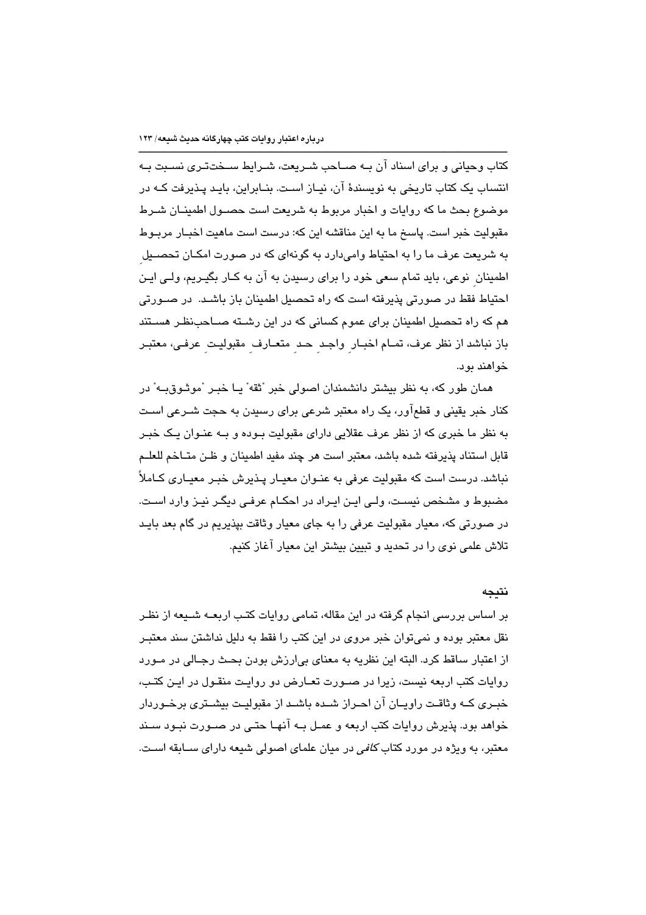کتاب وحیانی و برای اسناد آن بـه صـاحب شـریعت، شـرایط سـخت‌تـری نسـبت بـه انتساب یک کتاب تاریخی به نویسندۀ آن، نیـاز اسـت. بنـابراین، بایـد پـذیرفت کـه در موضوع بحث ما که روایات و اخبار مربوط به شریعت است حصـول اطمینـان شـرط مقبولیت خبر است. پاسخ ما به این مناقشه این که: درست است ماهیت اخبـار مربـوط به شریعت عرف ما را به احتیاط وامی‌دارد به گونه‌ای که در صورت امکـان تحصـیلِ اطمینانِ نوعی، باید تمام سعی خود را برای رسیدن به آن به کـار بگیـریم، ولـی ایـن احتیاط فقط در صورتی پذیرفته است که راه تحصیل اطمینان باز باشـد. در صـورتی هم که راه تحصیل اطمینان برای عموم کسانی که در این رشـته صـاحب‌نظـر هسـتند باز نباشد از نظر عرف، تمـام اخبـارِ واجـدِ حـدِ متعـارفِ مقبولیـتِ عرفـی، معتبـر خواهند بود.

همان طور که، به نظر بیشتر دانشمندان اصولی خبر "ثقه" یـا خبـر "موثـوق‌بـه" در کنار خبر یقینی و قطع‌آور، یک راه معتبر شرعی برای رسیدن به حجت شـرعی اسـت به نظر ما خبری که از نظر عرف عقلایی دارای مقبولیت بـوده و بـه عنـوان یـک خبـر قابل استناد پذیرفته شده باشد، معتبر است هر چند مفید اطمینان و ظـن متـاخم للعلـم نباشد. درست است که مقبولیت عرفی به عنـوان معیـار پـذیرش خبـر معیـاری کـاملاً مضبوط و مشخص نیسـت، ولـی ایـن ایـراد در احکـام عرفـی دیگـر نیـز وارد اسـت. در صورتی که، معیار مقبولیت عرفی را به جای معیار وثاقت بپذیریم در گام بعد بایـد تلاش علمی نوی را در تحدید و تبیین بیشتر این معیار آغاز کنیم.

## نتیجه

بر اساس بررسی انجام گرفته در این مقاله، تمامی روایات کتـب اربعـه شـیعه از نظـر نقل معتبر بوده و نمی‌توان خبر مروی در این کتب را فقط به دلیل نداشتن سند معتبـر از اعتبار ساقط کرد. البته این نظریه به معنای بی‌ارزش بودن بحـث رجـالی در مـورد روایات کتب اربعه نیست، زیرا در صـورت تعـارض دو روایـت منقـول در ایـن کتـب، خبـری کـه وثاقـت راویـان آن احـراز شـده باشـد از مقبولیـت بیشـتری برخـوردار خواهد بود. پذیرش روایات کتب اربعه و عمـل بـه آنهـا حتـی در صـورت نبـود سـند معتبر، به ویژه در مورد کتاب *کافی* در میان علمای اصولی شیعه دارای سـابقه اسـت.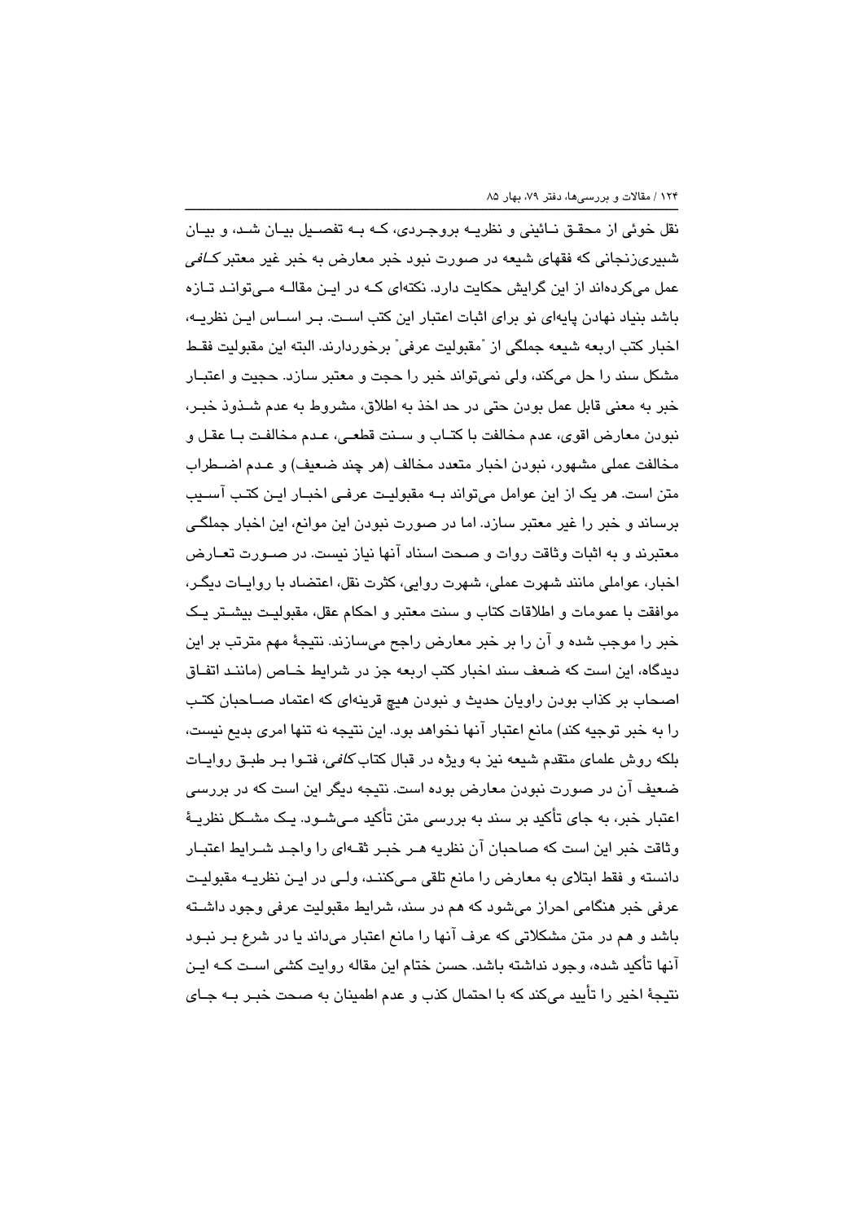نقل خوئی از محقق نـائینی و نظریـه بروجـردی، کـه بـه تفصـیل بیـان شـد، و بیـان شبیری‌زنجانی که فقهای شیعه در صورت نبود خبر معارض به خبر غیر معتبر *کـافی* عمل می‌کرده‌اند از این گرایش حکایت دارد. نکته‌ای کـه در ایـن مقالـه مـی‌توانـد تـازه باشد بنیاد نهادن پایه‌ای نو برای اثبات اعتبار این کتب اسـت. بـر اسـاس ایـن نظریـه، اخبار کتب اربعه شیعه جملگی از "مقبولیت عرفی" برخوردارند. البته این مقبولیت فقـط مشکل سند را حل می‌کند، ولی نمی‌تواند خبر را حجت و معتبر سازد. حجیت و اعتبـار خبر به معنی قابل عمل بودن حتی در حد اخذ به اطلاق، مشروط به عدم شـذوذ خبـر، نبودن معارض اقوی، عدم مخالفت با کتـاب و سـنت قطعـی، عـدم مخالفـت بـا عقـل و مخالفت عملی مشهور، نبودن اخبار متعدد مخالف (هر چند ضعیف) و عـدم اضـطراب متن است. هر یک از این عوامل می‌تواند بـه مقبولیـت عرفـی اخبـار ایـن کتـب آسـیب برساند و خبر را غیر معتبر سازد. اما در صورت نبودن این موانع، این اخبار جملگـی معتبرند و به اثبات وثاقت روات و صحت اسناد آنها نیاز نیست. در صـورت تعـارض اخبار، عواملی مانند شهرت عملی، شهرت روایی، کثرت نقل، اعتضاد با روایـات دیگـر، موافقت با عمومات و اطلاقات کتاب و سنت معتبر و احکام عقل، مقبولیـت بیشـتر یـک خبر را موجب شده و آن را بر خبر معارض راجح می‌سازند. نتیجهٔ مهم مترتب بر این دیدگاه، این است که ضعف سند اخبار کتب اربعه جز در شرایط خـاص (ماننـد اتفـاق اصحاب بر کذاب بودن راویان حدیث و نبودن هیچ قرینه‌ای که اعتماد صـاحبان کتـب را به خبر توجیه کند) مانع اعتبار آنها نخواهد بود. این نتیجه نه تنها امری بدیع نیست، بلکه روش علمای متقدم شیعه نیز به ویژه در قبال کتاب *کافی*، فتـوا بـر طبـق روایـات ضعیف آن در صورت نبودن معارض بوده است. نتیجه دیگر این است که در بررسـی اعتبار خبر، به جای تأکید بر سند به بررسی متن تأکید مـی‌شـود. یـک مشـکل نظریـهٔ وثاقت خبر این است که صاحبان آن نظریه هـر خبـر ثقـه‌ای را واجـد شـرایط اعتبـار دانسته و فقط ابتلای به معارض را مانع تلقی مـی‌کننـد، ولـی در ایـن نظریـه مقبولیـت عرفی خبر هنگامی احراز می‌شود که هم در سند، شرایط مقبولیت عرفی وجود داشـته باشد و هم در متن مشکلاتی که عرف آنها را مانع اعتبار می‌داند یا در شرع بـر نبـود آنها تأکید شده، وجود نداشته باشد. حسن ختام این مقاله روایت کشی اسـت کـه ایـن نتیجهٔ اخیر را تأیید می‌کند که با احتمال کذب و عدم اطمینان به صحت خبـر بـه جـای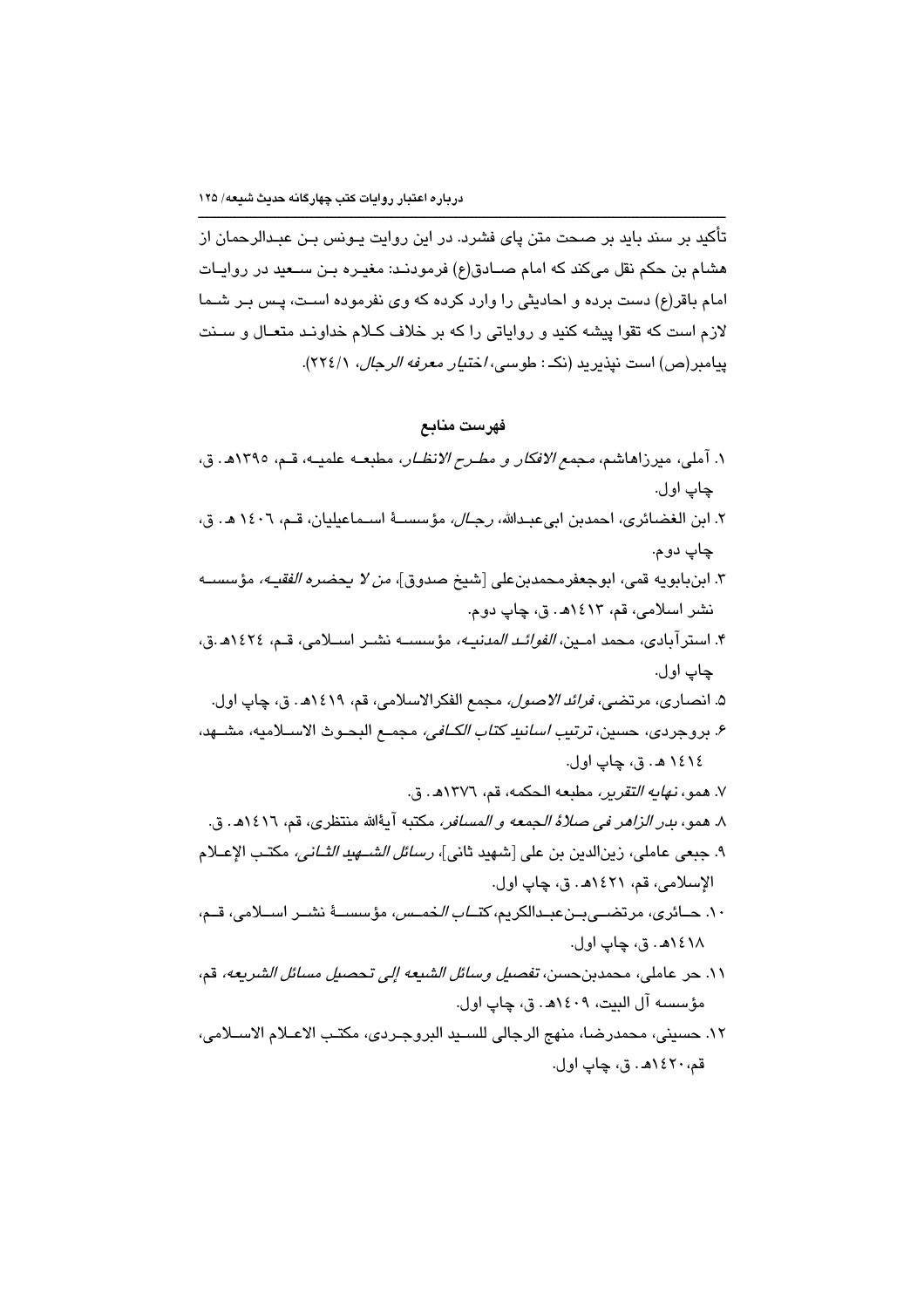تأکید بر سند باید بر صحت متن پای فشرد. در این روایت یونس بن عبدالرحمان از هشام بن حکم نقل می‌کند که امام صادق(ع) فرمودند: مغیره بن سعید در روایات امام باقر(ع) دست برده و احادیثی را وارد کرده که وی نفرموده است، پس بر شما لازم است که تقوا پیشه کنید و روایاتی را که بر خلاف کلام خداوند متعال و سنت پیامبر(ص) است نپذیرید (نک: طوسی، *اختیار معرفه الرجال*، ۲۲٤/۱).

## فهرست منابع

۱. آملی، میرزاهاشم، *مجمع الافکار و مطرح الانظار*، مطبعه علمیه، قم، ۱۳۹۵هـ. ق، چاپ اول.

۲. ابن الغضائری، احمدبن ابی‌عبدالله، *رجال*، مؤسسهٔ اسماعیلیان، قم، ۱٤۰٦ هـ. ق، چاپ دوم.

۳. ابن‌بابویه قمی، ابوجعفرمحمدبن‌علی [شیخ صدوق]، *من لا یحضره الفقیه*، مؤسسه نشر اسلامی، قم، ۱٤۱۳هـ. ق، چاپ دوم.

۴. استرآبادی، محمد امین، *الفوائد المدنیه*، مؤسسه نشر اسلامی، قم، ۱٤۲٤هـ.ق، چاپ اول.

۵. انصاری، مرتضی، *فرائد الاصول*، مجمع الفکرالاسلامی، قم، ۱٤۱۹هـ. ق، چاپ اول.

۶. بروجردی، حسین، *ترتیب اسانید کتاب الکافی*، مجمع البحوث الاسلامیه، مشهد، ۱٤۱٤ هـ. ق، چاپ اول.

۷. همو، *نهایه التقریر*، مطبعه الحکمه، قم، ۱۳۷٦هـ. ق.

۸. همو، *بدر الزاهر فی صلاة الجمعه و المسافر*، مکتبه آیةالله منتظری، قم، ۱٤۱٦هـ. ق.

۹. جبعی عاملی، زین‌الدین بن علی [شهید ثانی]، *رسائل الشهید الثانی*، مکتب الإعلام الإسلامی، قم، ۱٤۲۱هـ. ق، چاپ اول.

۱۰. حائری، مرتضی‌بن‌عبدالکریم، *کتاب الخمس*، مؤسسهٔ نشر اسلامی، قم، ۱٤۱۸هـ. ق، چاپ اول.

۱۱. حر عاملی، محمدبن‌حسن، *تفصیل وسائل الشیعه إلی تحصیل مسائل الشریعه*، قم، مؤسسه آل البیت، ۱٤۰۹هـ. ق، چاپ اول.

۱۲. حسینی، محمدرضا، منهج الرجالی للسید البروجردی، مکتب الاعلام الاسلامی، قم، ۱٤۲۰هـ. ق، چاپ اول.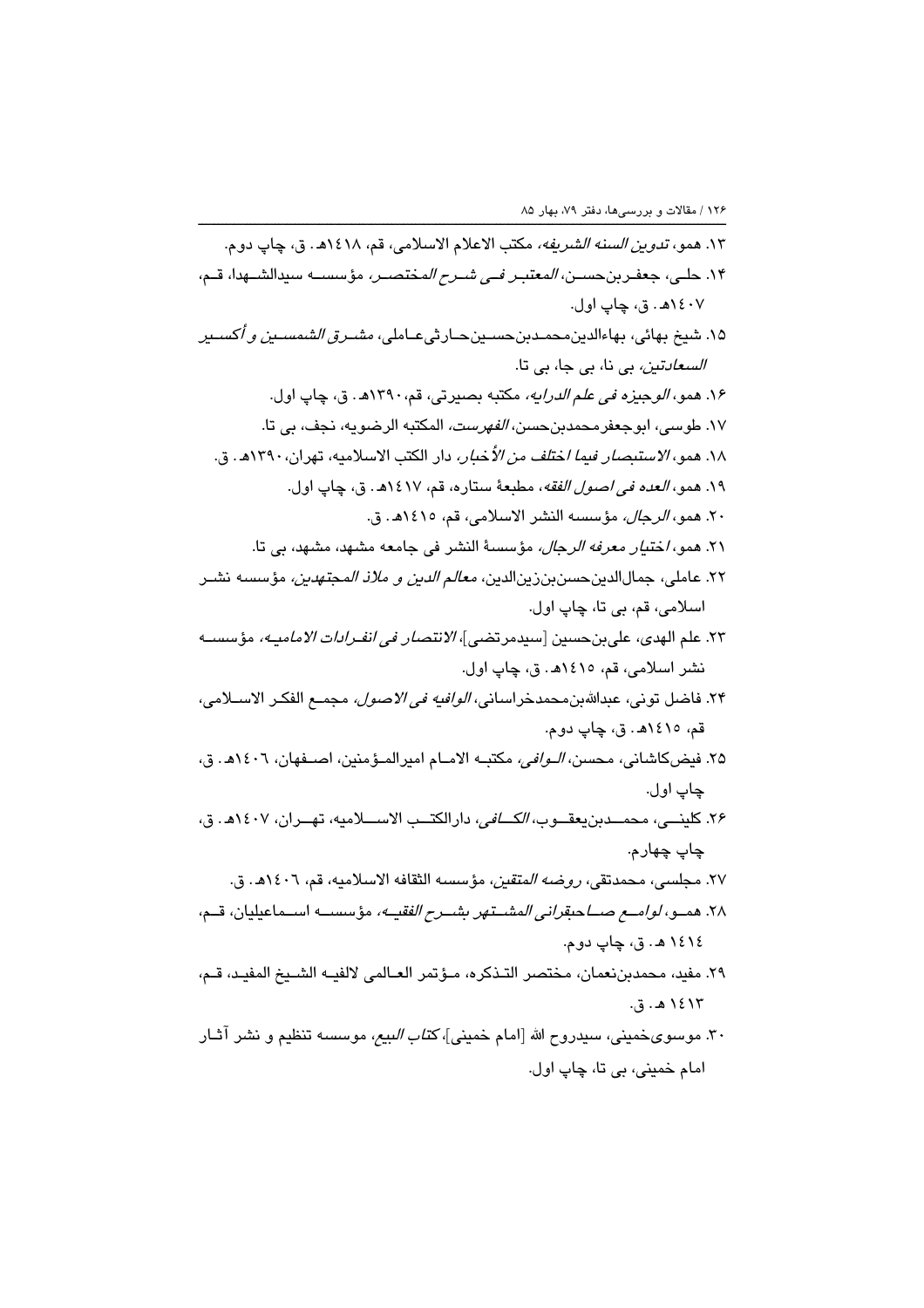۱۳. همو، *تدوین السنه الشریفه*، مکتب الاعلام الاسلامی، قم، ١٤١٨هـ. ق، چاپ دوم.

۱۴. حلی، جعفربن‌حسن، *المعتبر فی شرح المختصر*، مؤسسه سیدالشهدا، قم، ١٤٠٧هـ. ق، چاپ اول.

۱۵. شیخ بهائی، بهاءالدین‌محمدبن‌حسین‌حارثی‌عاملی، *مشرق الشمسین و أکسیر السعادتین*، بی نا، بی جا، بی تا.

۱۶. همو، *الوجیزه فی علم الدرایه*، مکتبه بصیرتی، قم، ١٣٩٠هـ. ق، چاپ اول.

۱۷. طوسی، ابوجعفرمحمدبن‌حسن، *الفهرست*، المکتبه الرضویه، نجف، بی تا.

۱۸. همو، *الاستبصار فیما اختلف من الأخبار*، دار الکتب الاسلامیه، تهران، ١٣٩٠هـ. ق.

۱۹. همو، *العده فی اصول الفقه*، مطبعهٔ ستاره، قم، ١٤١٧هـ. ق، چاپ اول.

۲۰. همو، *الرجال*، مؤسسه النشر الاسلامی، قم، ١٤١٥هـ. ق.

۲۱. همو، *اختیار معرفه الرجال*، مؤسسهٔ النشر فی جامعه مشهد، مشهد، بی تا.

۲۲. عاملی، جمال‌الدین‌حسن‌بن‌زین‌الدین، *معالم الدین و ملاذ المجتهدین*، مؤسسه نشر اسلامی، قم، بی تا، چاپ اول.

۲۳. علم الهدی، علی‌بن‌حسین [سیدمرتضی]، *الانتصار فی انفرادات الامامیه*، مؤسسه نشر اسلامی، قم، ١٤١٥هـ. ق، چاپ اول.

۲۴. فاضل تونی، عبدالله‌بن‌محمدخراسانی، *الوافیه فی الاصول*، مجمع الفکر الاسلامی، قم، ١٤١٥هـ. ق، چاپ دوم.

۲۵. فیض‌کاشانی، محسن، *الوافی*، مکتبه الامام امیرالمؤمنین، اصفهان، ١٤٠٦هـ. ق، چاپ اول.

۲۶. کلینی، محمدبن‌یعقوب، *الکافی*، دارالکتب الاسلامیه، تهران، ١٤٠٧هـ. ق، چاپ چهارم.

۲۷. مجلسی، محمدتقی، *روضه المتقین*، مؤسسه الثقافه الاسلامیه، قم، ١٤٠٦هـ. ق.

۲۸. همو، *لوامع صاحبقرانی المشتهر بشرح الفقیه*، مؤسسه اسماعیلیان، قم، ١٤١٤ هـ. ق، چاپ دوم.

۲۹. مفید، محمدبن‌نعمان، مختصر التذکره، مؤتمر العالمی لالفیه الشیخ المفید، قم، ١٤١٣ هـ. ق.

۳۰. موسوی‌خمینی، سیدروح الله [امام خمینی]، *کتاب البیع*، موسسه تنظیم و نشر آثار امام خمینی، بی تا، چاپ اول.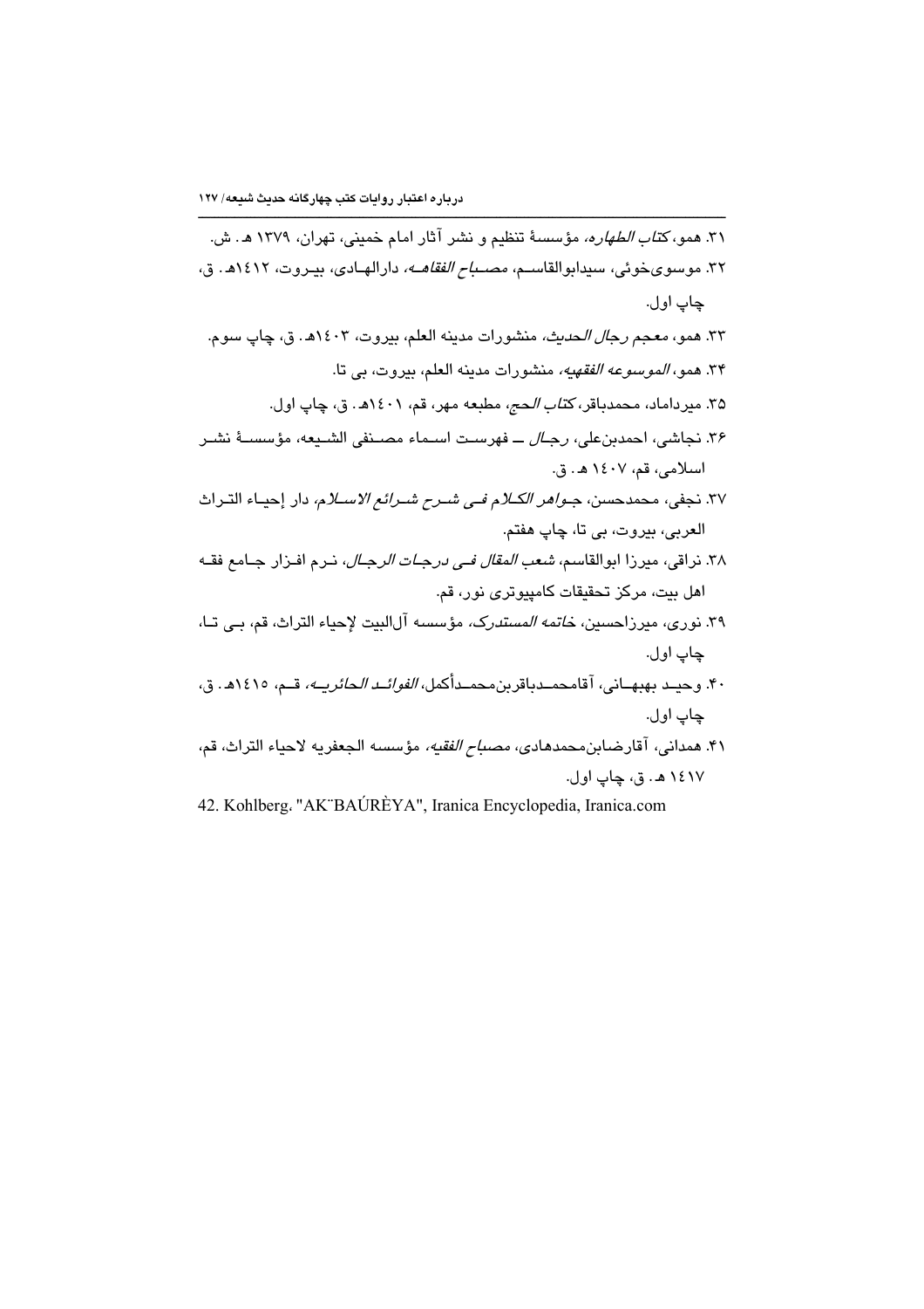۳۱. همو، *کتاب الطهاره*، مؤسسهٔ تنظیم و نشر آثار امام خمینی، تهران، ۱۳۷۹ هـ. ش.

۳۲. موسوی‌خوئی، سیدابوالقاسم، *مصباح الفقاهه*، دارالهادی، بیروت، ١٤١٢هـ. ق، چاپ اول.

۳۳. همو، *معجم رجال الحدیث*، منشورات مدینه العلم، بیروت، ١٤٠٣هـ. ق، چاپ سوم.

۳۴. همو، *الموسوعه الفقهیه*، منشورات مدینه العلم، بیروت، بی تا.

۳۵. میرداماد، محمدباقر، *کتاب الحج*، مطبعه مهر، قم، ١٤٠١هـ. ق، چاپ اول.

۳۶. نجاشی، احمدبن‌علی، *رجال* ــ فهرست اسماء مصنفی الشیعه، مؤسسهٔ نشر اسلامی، قم، ١٤٠٧ هـ. ق.

۳۷. نجفی، محمدحسن، *جواهر الکلام فی شرح شرائع الاسلام*، دار إحیاء التراث العربی، بیروت، بی تا، چاپ هفتم.

۳۸. نراقی، میرزا ابوالقاسم، *شعب المقال فی درجات الرجال*، نرم افزار جامع فقه اهل بیت، مرکز تحقیقات کامپیوتری نور، قم.

۳۹. نوری، میرزاحسین، *خاتمه المستدرک*، مؤسسه آل‌البیت لإحیاء التراث، قم، بی تا، چاپ اول.

۴۰. وحید بهبهانی، آقامحمدباقربن‌محمدأکمل، *الفوائد الحائریه*، قم، ١٤١٥هـ. ق، چاپ اول.

۴۱. همدانی، آقارضابن‌محمدهادی، *مصباح الفقیه*، مؤسسه الجعفریه لاحیاء التراث، قم، ١٤١٧ هـ. ق، چاپ اول.

42. Kohlberg، "AK¨BAÚRÈYA", Iranica Encyclopedia, Iranica.com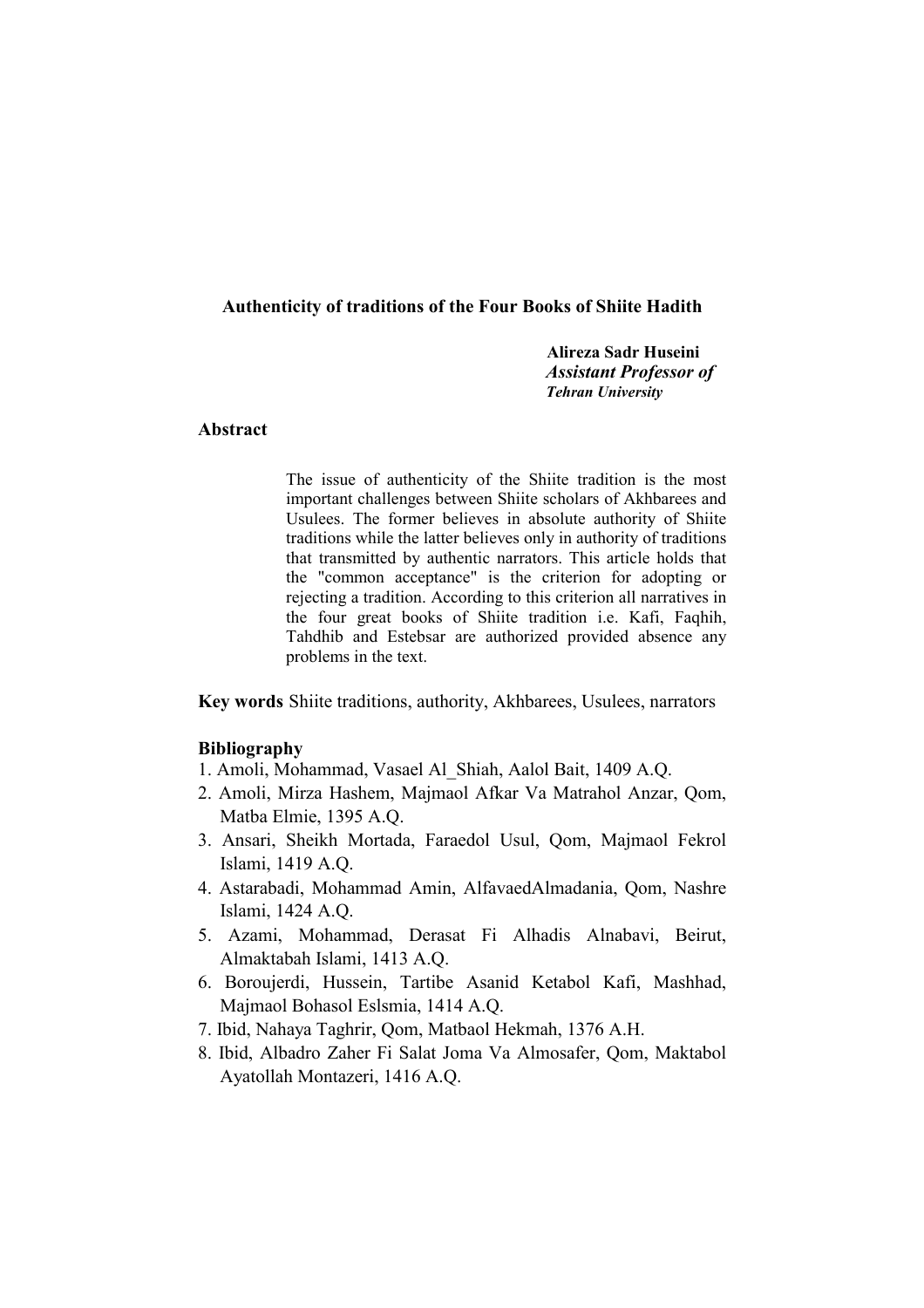## Authenticity of traditions of the Four Books of Shiite Hadith

**Alireza Sadr Huseini**
***Assistant Professor of***
***Tehran University***

### Abstract

The issue of authenticity of the Shiite tradition is the most important challenges between Shiite scholars of Akhbarees and Usulees. The former believes in absolute authority of Shiite traditions while the latter believes only in authority of traditions that transmitted by authentic narrators. This article holds that the "common acceptance" is the criterion for adopting or rejecting a tradition. According to this criterion all narratives in the four great books of Shiite tradition i.e. Kafi, Faqhih, Tahdhib and Estebsar are authorized provided absence any problems in the text.

**Key words** Shiite traditions, authority, Akhbarees, Usulees, narrators

### Bibliography

1. Amoli, Mohammad, Vasael Al_Shiah, Aalol Bait, 1409 A.Q.
2. Amoli, Mirza Hashem, Majmaol Afkar Va Matrahol Anzar, Qom, Matba Elmie, 1395 A.Q.
3. Ansari, Sheikh Mortada, Faraedol Usul, Qom, Majmaol Fekrol Islami, 1419 A.Q.
4. Astarabadi, Mohammad Amin, AlfavaedAlmadania, Qom, Nashre Islami, 1424 A.Q.
5. Azami, Mohammad, Derasat Fi Alhadis Alnabavi, Beirut, Almaktabah Islami, 1413 A.Q.
6. Boroujerdi, Hussein, Tartibe Asanid Ketabol Kafi, Mashhad, Majmaol Bohasol Eslsmia, 1414 A.Q.
7. Ibid, Nahaya Taghrir, Qom, Matbaol Hekmah, 1376 A.H.
8. Ibid, Albadro Zaher Fi Salat Joma Va Almosafer, Qom, Maktabol Ayatollah Montazeri, 1416 A.Q.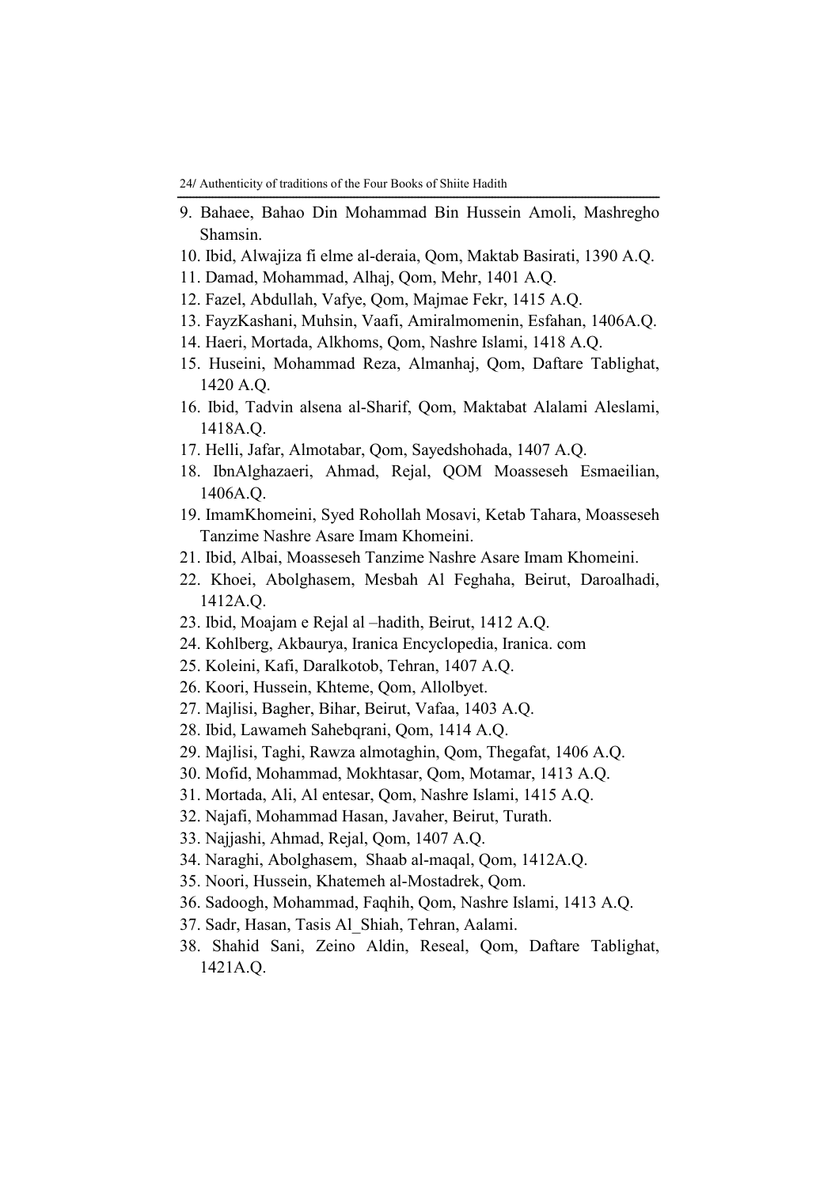9. Bahaee, Bahao Din Mohammad Bin Hussein Amoli, Mashregho Shamsin.
10. Ibid, Alwajiza fi elme al-deraia, Qom, Maktab Basirati, 1390 A.Q.
11. Damad, Mohammad, Alhaj, Qom, Mehr, 1401 A.Q.
12. Fazel, Abdullah, Vafye, Qom, Majmae Fekr, 1415 A.Q.
13. FayzKashani, Muhsin, Vaafi, Amiralmomenin, Esfahan, 1406A.Q.
14. Haeri, Mortada, Alkhoms, Qom, Nashre Islami, 1418 A.Q.
15. Huseini, Mohammad Reza, Almanhaj, Qom, Daftare Tablighat, 1420 A.Q.
16. Ibid, Tadvin alsena al-Sharif, Qom, Maktabat Alalami Aleslami, 1418A.Q.
17. Helli, Jafar, Almotabar, Qom, Sayedshohada, 1407 A.Q.
18. IbnAlghazaeri, Ahmad, Rejal, QOM Moasseseh Esmaeilian, 1406A.Q.
19. ImamKhomeini, Syed Rohollah Mosavi, Ketab Tahara, Moasseseh Tanzime Nashre Asare Imam Khomeini.
21. Ibid, Albai, Moasseseh Tanzime Nashre Asare Imam Khomeini.
22. Khoei, Abolghasem, Mesbah Al Feghaha, Beirut, Daroalhadi, 1412A.Q.
23. Ibid, Moajam e Rejal al –hadith, Beirut, 1412 A.Q.
24. Kohlberg, Akbaurya, Iranica Encyclopedia, Iranica. com
25. Koleini, Kafi, Daralkotob, Tehran, 1407 A.Q.
26. Koori, Hussein, Khteme, Qom, Allolbyet.
27. Majlisi, Bagher, Bihar, Beirut, Vafaa, 1403 A.Q.
28. Ibid, Lawameh Sahebqrani, Qom, 1414 A.Q.
29. Majlisi, Taghi, Rawza almotaghin, Qom, Thegafat, 1406 A.Q.
30. Mofid, Mohammad, Mokhtasar, Qom, Motamar, 1413 A.Q.
31. Mortada, Ali, Al entesar, Qom, Nashre Islami, 1415 A.Q.
32. Najafi, Mohammad Hasan, Javaher, Beirut, Turath.
33. Najjashi, Ahmad, Rejal, Qom, 1407 A.Q.
34. Naraghi, Abolghasem, Shaab al-maqal, Qom, 1412A.Q.
35. Noori, Hussein, Khatemeh al-Mostadrek, Qom.
36. Sadoogh, Mohammad, Faqhih, Qom, Nashre Islami, 1413 A.Q.
37. Sadr, Hasan, Tasis Al_Shiah, Tehran, Aalami.
38. Shahid Sani, Zeino Aldin, Reseal, Qom, Daftare Tablighat, 1421A.Q.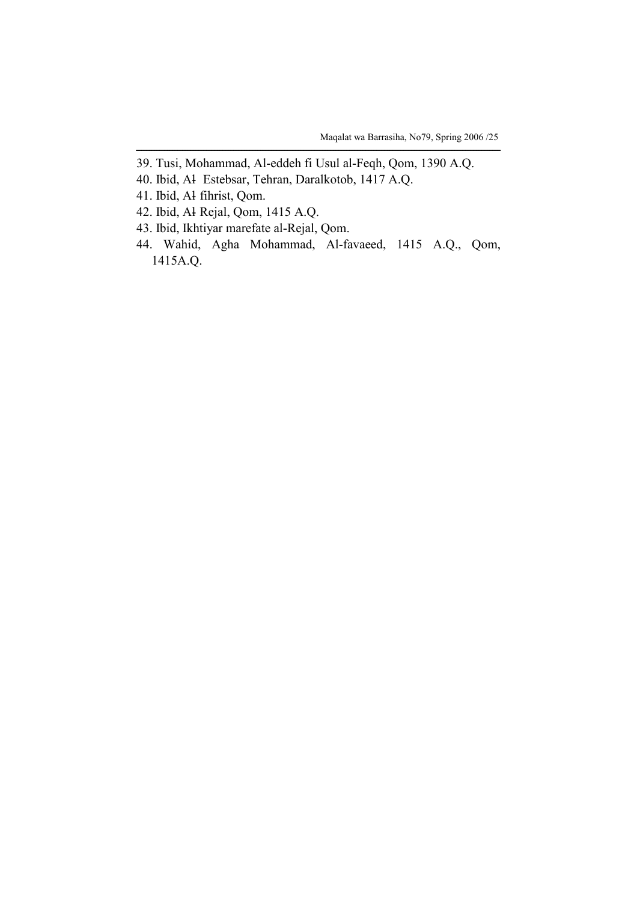39. Tusi, Mohammad, Al-eddeh fi Usul al-Feqh, Qom, 1390 A.Q.
40. Ibid, Aɫ Estebsar, Tehran, Daralkotob, 1417 A.Q.
41. Ibid, Aɫ fihrist, Qom.
42. Ibid, Aɫ Rejal, Qom, 1415 A.Q.
43. Ibid, Ikhtiyar marefate al-Rejal, Qom.
44. Wahid, Agha Mohammad, Al-favaeed, 1415 A.Q., Qom, 1415A.Q.